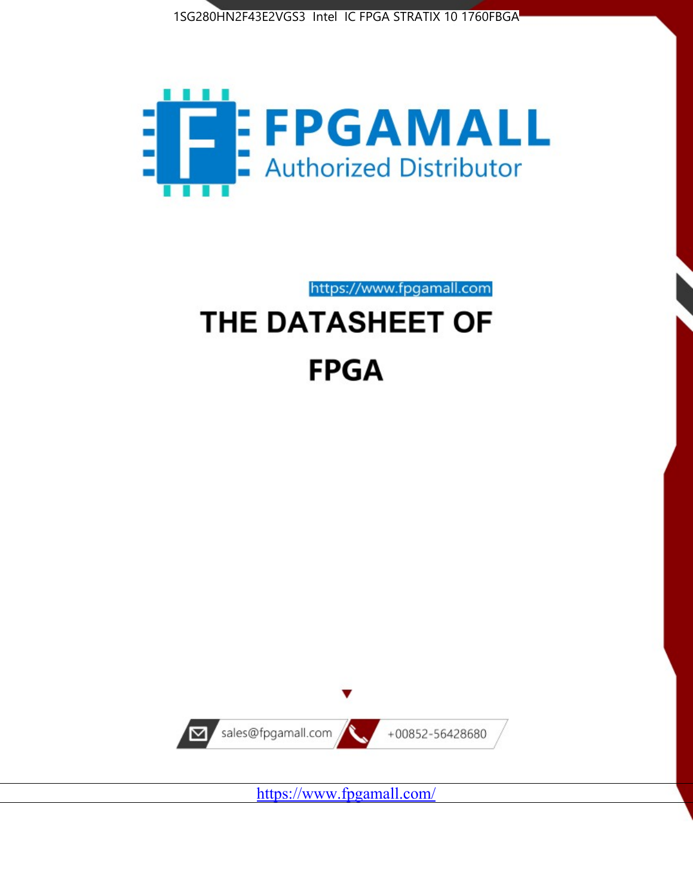1SG280HN2F43E2VGS3 Intel IC FPGA STRATIX 10 1760FBGA

FPGAMALL
Authorized Distributor

https://www.fpgamall.com

# THE DATASHEET OF

# FPGA

sales@fpgamall.com

+00852-56428680

https://www.fpgamall.com/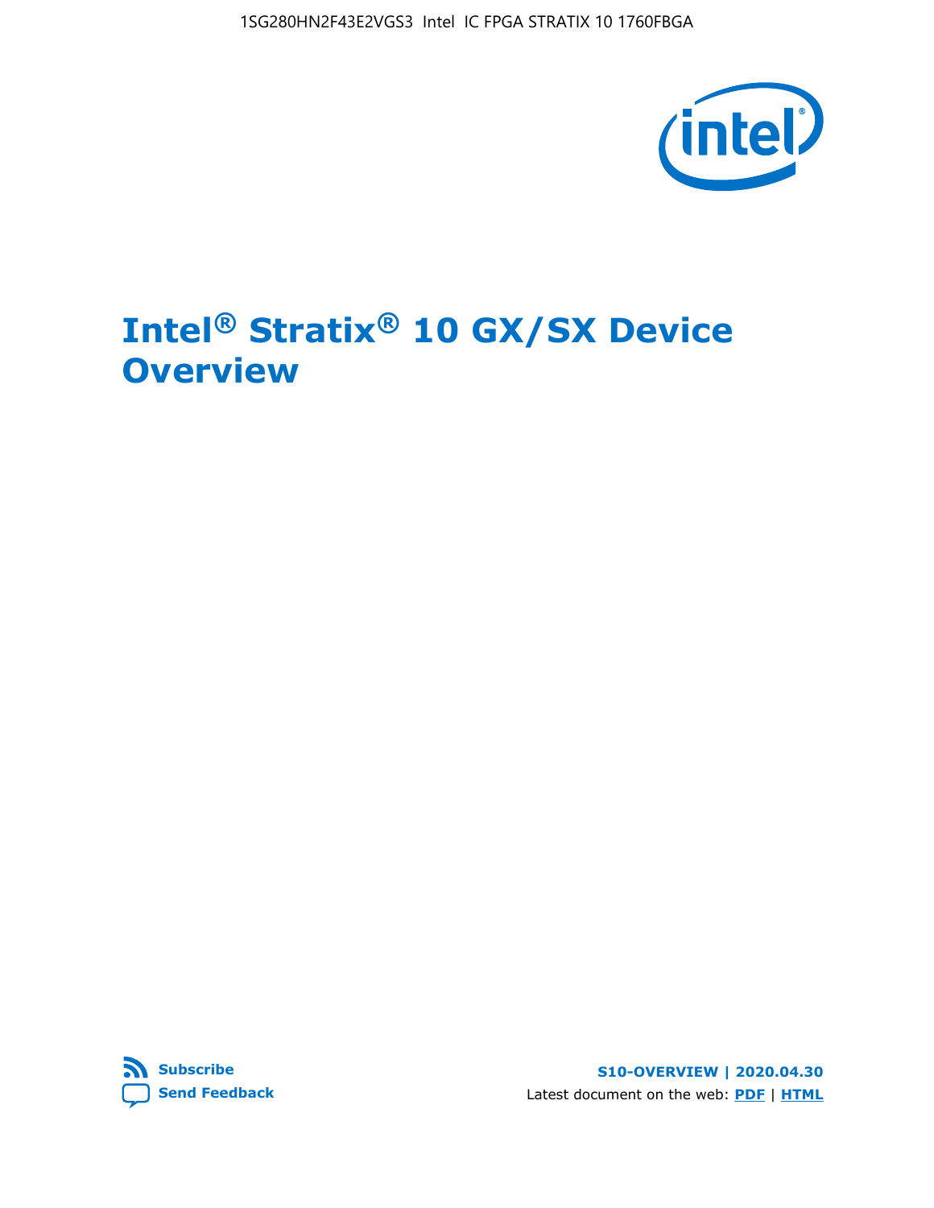# Intel® Stratix® 10 GX/SX Device Overview

Subscribe
Send Feedback

S10-OVERVIEW | 2020.04.30

Latest document on the web: PDF | HTML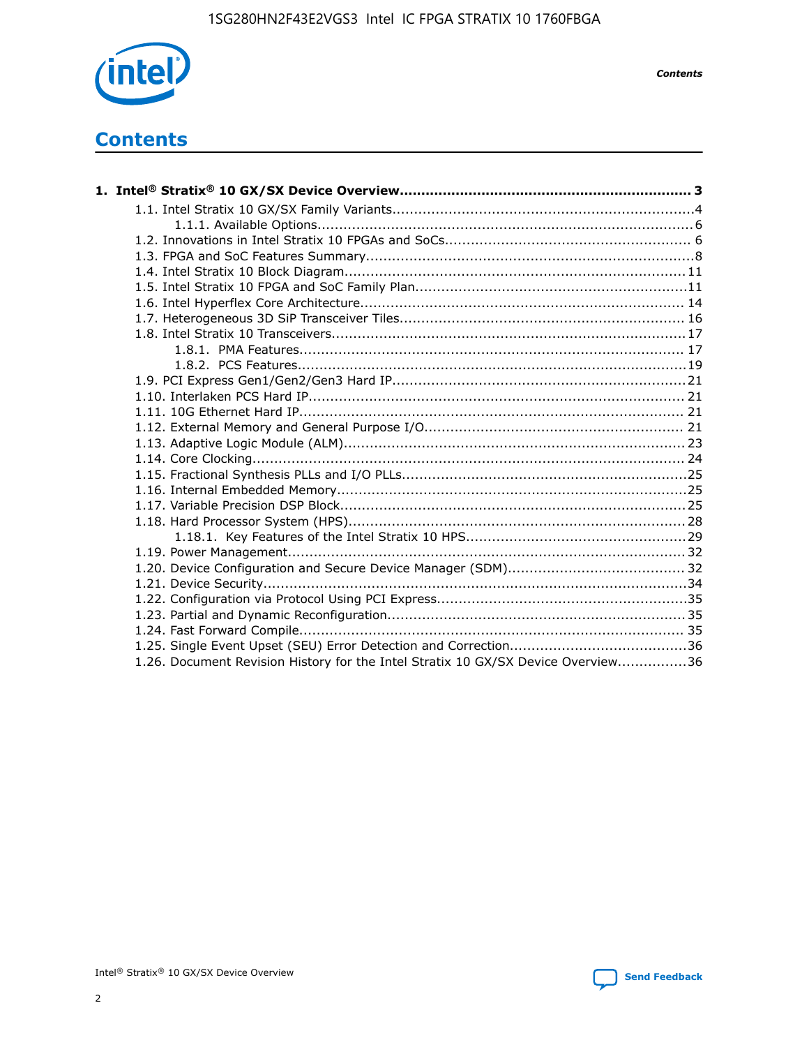# Contents

**1. Intel® Stratix® 10 GX/SX Device Overview.................................................................... 3**

- 1.1. Intel Stratix 10 GX/SX Family Variants......................................................................4
  - 1.1.1. Available Options........................................................................................6
- 1.2. Innovations in Intel Stratix 10 FPGAs and SoCs......................................................... 6
- 1.3. FPGA and SoC Features Summary.............................................................................8
- 1.4. Intel Stratix 10 Block Diagram................................................................................ 11
- 1.5. Intel Stratix 10 FPGA and SoC Family Plan................................................................11
- 1.6. Intel Hyperflex Core Architecture............................................................................ 14
- 1.7. Heterogeneous 3D SiP Transceiver Tiles.................................................................. 16
- 1.8. Intel Stratix 10 Transceivers.................................................................................. 17
  - 1.8.1. PMA Features.......................................................................................... 17
  - 1.8.2. PCS Features...........................................................................................19
- 1.9. PCI Express Gen1/Gen2/Gen3 Hard IP.................................................................... 21
- 1.10. Interlaken PCS Hard IP........................................................................................ 21
- 1.11. 10G Ethernet Hard IP.......................................................................................... 21
- 1.12. External Memory and General Purpose I/O............................................................. 21
- 1.13. Adaptive Logic Module (ALM)................................................................................ 23
- 1.14. Core Clocking..................................................................................................... 24
- 1.15. Fractional Synthesis PLLs and I/O PLLs..................................................................25
- 1.16. Internal Embedded Memory..................................................................................25
- 1.17. Variable Precision DSP Block.................................................................................25
- 1.18. Hard Processor System (HPS)............................................................................... 28
  - 1.18.1. Key Features of the Intel Stratix 10 HPS...................................................29
- 1.19. Power Management............................................................................................ 32
- 1.20. Device Configuration and Secure Device Manager (SDM)......................................... 32
- 1.21. Device Security...................................................................................................34
- 1.22. Configuration via Protocol Using PCI Express...........................................................35
- 1.23. Partial and Dynamic Reconfiguration..................................................................... 35
- 1.24. Fast Forward Compile.......................................................................................... 35
- 1.25. Single Event Upset (SEU) Error Detection and Correction.........................................36
- 1.26. Document Revision History for the Intel Stratix 10 GX/SX Device Overview................36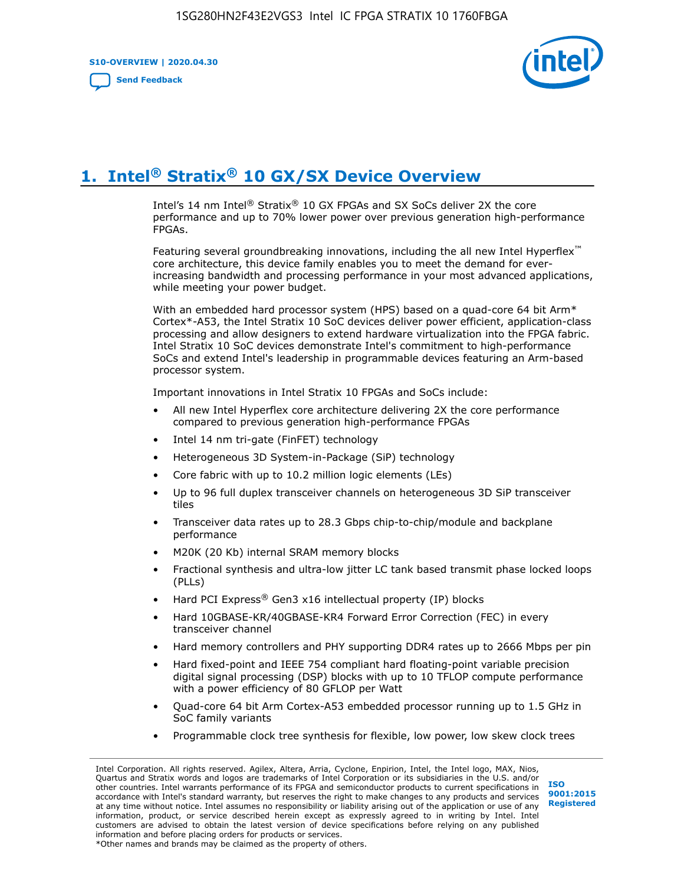# 1. Intel® Stratix® 10 GX/SX Device Overview

Intel's 14 nm Intel® Stratix® 10 GX FPGAs and SX SoCs deliver 2X the core performance and up to 70% lower power over previous generation high-performance FPGAs.

Featuring several groundbreaking innovations, including the all new Intel Hyperflex™ core architecture, this device family enables you to meet the demand for ever-increasing bandwidth and processing performance in your most advanced applications, while meeting your power budget.

With an embedded hard processor system (HPS) based on a quad-core 64 bit Arm* Cortex*-A53, the Intel Stratix 10 SoC devices deliver power efficient, application-class processing and allow designers to extend hardware virtualization into the FPGA fabric. Intel Stratix 10 SoC devices demonstrate Intel's commitment to high-performance SoCs and extend Intel's leadership in programmable devices featuring an Arm-based processor system.

Important innovations in Intel Stratix 10 FPGAs and SoCs include:

- All new Intel Hyperflex core architecture delivering 2X the core performance compared to previous generation high-performance FPGAs
- Intel 14 nm tri-gate (FinFET) technology
- Heterogeneous 3D System-in-Package (SiP) technology
- Core fabric with up to 10.2 million logic elements (LEs)
- Up to 96 full duplex transceiver channels on heterogeneous 3D SiP transceiver tiles
- Transceiver data rates up to 28.3 Gbps chip-to-chip/module and backplane performance
- M20K (20 Kb) internal SRAM memory blocks
- Fractional synthesis and ultra-low jitter LC tank based transmit phase locked loops (PLLs)
- Hard PCI Express® Gen3 x16 intellectual property (IP) blocks
- Hard 10GBASE-KR/40GBASE-KR4 Forward Error Correction (FEC) in every transceiver channel
- Hard memory controllers and PHY supporting DDR4 rates up to 2666 Mbps per pin
- Hard fixed-point and IEEE 754 compliant hard floating-point variable precision digital signal processing (DSP) blocks with up to 10 TFLOP compute performance with a power efficiency of 80 GFLOP per Watt
- Quad-core 64 bit Arm Cortex-A53 embedded processor running up to 1.5 GHz in SoC family variants
- Programmable clock tree synthesis for flexible, low power, low skew clock trees

Intel Corporation. All rights reserved. Agilex, Altera, Arria, Cyclone, Enpirion, Intel, the Intel logo, MAX, Nios, Quartus and Stratix words and logos are trademarks of Intel Corporation or its subsidiaries in the U.S. and/or other countries. Intel warrants performance of its FPGA and semiconductor products to current specifications in accordance with Intel's standard warranty, but reserves the right to make changes to any products and services at any time without notice. Intel assumes no responsibility or liability arising out of the application or use of any information, product, or service described herein except as expressly agreed to in writing by Intel. Intel customers are advised to obtain the latest version of device specifications before relying on any published information and before placing orders for products or services.
*Other names and brands may be claimed as the property of others.

ISO 9001:2015 Registered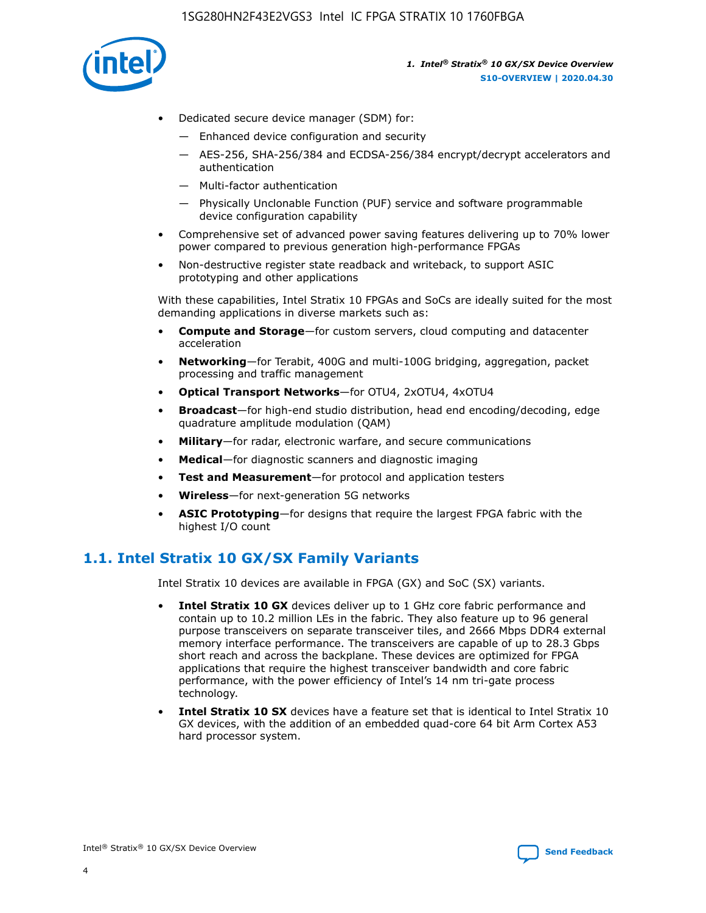- Dedicated secure device manager (SDM) for:
  - — Enhanced device configuration and security
  - — AES-256, SHA-256/384 and ECDSA-256/384 encrypt/decrypt accelerators and authentication
  - — Multi-factor authentication
  - — Physically Unclonable Function (PUF) service and software programmable device configuration capability
- Comprehensive set of advanced power saving features delivering up to 70% lower power compared to previous generation high-performance FPGAs
- Non-destructive register state readback and writeback, to support ASIC prototyping and other applications

With these capabilities, Intel Stratix 10 FPGAs and SoCs are ideally suited for the most demanding applications in diverse markets such as:

- **Compute and Storage**—for custom servers, cloud computing and datacenter acceleration
- **Networking**—for Terabit, 400G and multi-100G bridging, aggregation, packet processing and traffic management
- **Optical Transport Networks**—for OTU4, 2xOTU4, 4xOTU4
- **Broadcast**—for high-end studio distribution, head end encoding/decoding, edge quadrature amplitude modulation (QAM)
- **Military**—for radar, electronic warfare, and secure communications
- **Medical**—for diagnostic scanners and diagnostic imaging
- **Test and Measurement**—for protocol and application testers
- **Wireless**—for next-generation 5G networks
- **ASIC Prototyping**—for designs that require the largest FPGA fabric with the highest I/O count

## 1.1. Intel Stratix 10 GX/SX Family Variants

Intel Stratix 10 devices are available in FPGA (GX) and SoC (SX) variants.

- **Intel Stratix 10 GX** devices deliver up to 1 GHz core fabric performance and contain up to 10.2 million LEs in the fabric. They also feature up to 96 general purpose transceivers on separate transceiver tiles, and 2666 Mbps DDR4 external memory interface performance. The transceivers are capable of up to 28.3 Gbps short reach and across the backplane. These devices are optimized for FPGA applications that require the highest transceiver bandwidth and core fabric performance, with the power efficiency of Intel's 14 nm tri-gate process technology.
- **Intel Stratix 10 SX** devices have a feature set that is identical to Intel Stratix 10 GX devices, with the addition of an embedded quad-core 64 bit Arm Cortex A53 hard processor system.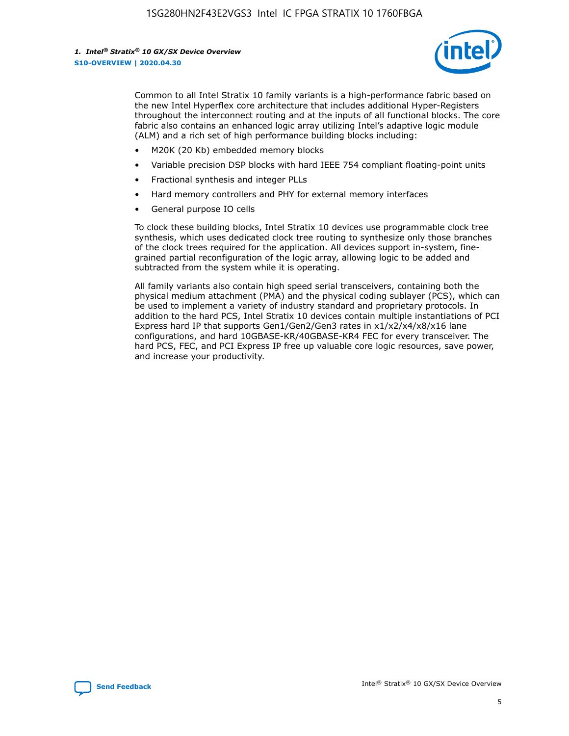Common to all Intel Stratix 10 family variants is a high-performance fabric based on the new Intel Hyperflex core architecture that includes additional Hyper-Registers throughout the interconnect routing and at the inputs of all functional blocks. The core fabric also contains an enhanced logic array utilizing Intel's adaptive logic module (ALM) and a rich set of high performance building blocks including:

- M20K (20 Kb) embedded memory blocks
- Variable precision DSP blocks with hard IEEE 754 compliant floating-point units
- Fractional synthesis and integer PLLs
- Hard memory controllers and PHY for external memory interfaces
- General purpose IO cells

To clock these building blocks, Intel Stratix 10 devices use programmable clock tree synthesis, which uses dedicated clock tree routing to synthesize only those branches of the clock trees required for the application. All devices support in-system, fine-grained partial reconfiguration of the logic array, allowing logic to be added and subtracted from the system while it is operating.

All family variants also contain high speed serial transceivers, containing both the physical medium attachment (PMA) and the physical coding sublayer (PCS), which can be used to implement a variety of industry standard and proprietary protocols. In addition to the hard PCS, Intel Stratix 10 devices contain multiple instantiations of PCI Express hard IP that supports Gen1/Gen2/Gen3 rates in x1/x2/x4/x8/x16 lane configurations, and hard 10GBASE-KR/40GBASE-KR4 FEC for every transceiver. The hard PCS, FEC, and PCI Express IP free up valuable core logic resources, save power, and increase your productivity.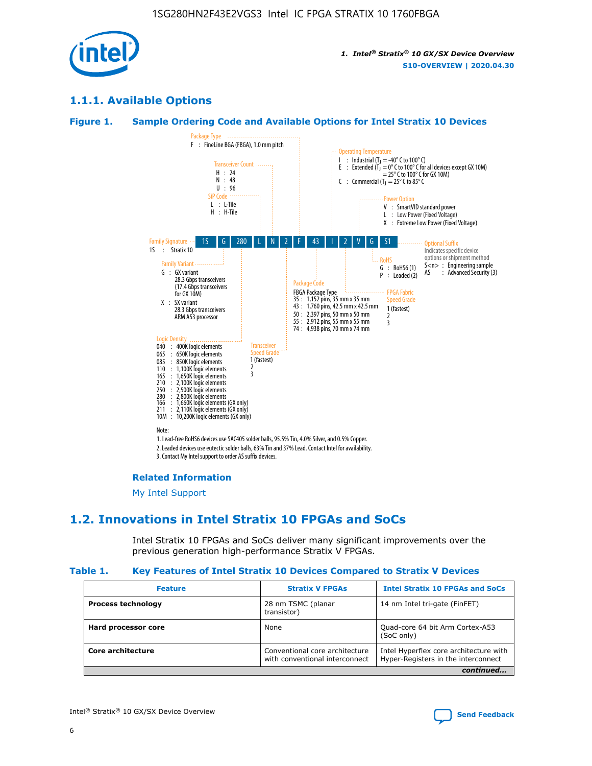## 1.1.1. Available Options

### Figure 1. Sample Ordering Code and Available Options for Intel Stratix 10 Devices

| 1S | G | 280 | L | N | 2 | F | 43 | I | 2 | V | G | S1 |
|---|---|---|---|---|---|---|---|---|---|---|---|---|

**Family Signature**
1S : Stratix 10

**Family Variant**
G : GX variant
28.3 Gbps transceivers
(17.4 Gbps transceivers for GX 10M)
X : SX variant
28.3 Gbps transceivers
ARM A53 processor

**Logic Density**
040 : 400K logic elements
065 : 650K logic elements
085 : 850K logic elements
110 : 1,100K logic elements
165 : 1,650K logic elements
210 : 2,100K logic elements
250 : 2,500K logic elements
280 : 2,800K logic elements
166 : 1,660K logic elements (GX only)
211 : 2,110K logic elements (GX only)
10M : 10,200K logic elements (GX only)

**SiP Code**
L : L-Tile
H : H-Tile

**Transceiver Count**
H : 24
N : 48
U : 96

**Transceiver Speed Grade**
1 (fastest)
2
3

**Package Type**
F : FineLine BGA (FBGA), 1.0 mm pitch

**Package Code**
FBGA Package Type
35 : 1,152 pins, 35 mm x 35 mm
43 : 1,760 pins, 42.5 mm x 42.5 mm
50 : 2,397 pins, 50 mm x 50 mm
55 : 2,912 pins, 55 mm x 55 mm
74 : 4,938 pins, 70 mm x 74 mm

**Operating Temperature**
I : Industrial ($T_J$ = -40° C to 100° C)
E : Extended ($T_J$ = 0° C to 100° C for all devices except GX 10M)
= 25° C to 100° C for GX 10M)
C : Commercial ($T_J$ = 25° C to 85° C

**FPGA Fabric Speed Grade**
1 (fastest)
2
3

**Power Option**
V : SmartVID standard power
L : Low Power (Fixed Voltage)
X : Extreme Low Power (Fixed Voltage)

**RoHS**
G : RoHS6 (1)
P : Leaded (2)

**Optional Suffix**
Indicates specific device options or shipment method
S<n> : Engineering sample
AS : Advanced Security (3)

Note:
1. Lead-free RoHS6 devices use SAC405 solder balls, 95.5% Tin, 4.0% Silver, and 0.5% Copper.
2. Leaded devices use eutectic solder balls, 63% Tin and 37% Lead. Contact Intel for availability.
3. Contact My Intel support to order AS suffix devices.

### Related Information

My Intel Support

## 1.2. Innovations in Intel Stratix 10 FPGAs and SoCs

Intel Stratix 10 FPGAs and SoCs deliver many significant improvements over the previous generation high-performance Stratix V FPGAs.

### Table 1. Key Features of Intel Stratix 10 Devices Compared to Stratix V Devices

| Feature | Stratix V FPGAs | Intel Stratix 10 FPGAs and SoCs |
|---|---|---|
| **Process technology** | 28 nm TSMC (planar transistor) | 14 nm Intel tri-gate (FinFET) |
| **Hard processor core** | None | Quad-core 64 bit Arm Cortex-A53 (SoC only) |
| **Core architecture** | Conventional core architecture with conventional interconnect | Intel Hyperflex core architecture with Hyper-Registers in the interconnect |

*continued...*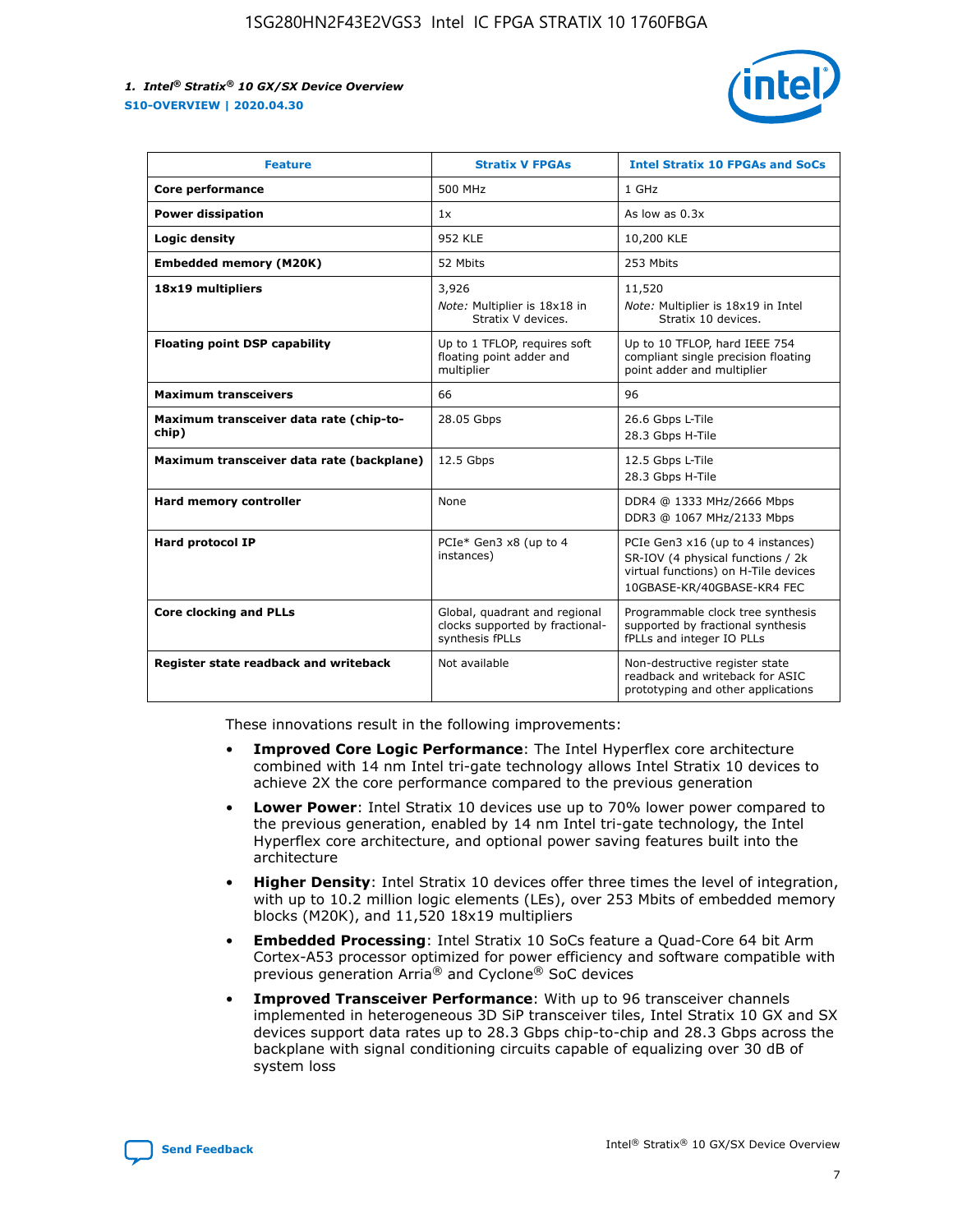| Feature | Stratix V FPGAs | Intel Stratix 10 FPGAs and SoCs |
| --- | --- | --- |
| **Core performance** | 500 MHz | 1 GHz |
| **Power dissipation** | 1x | As low as 0.3x |
| **Logic density** | 952 KLE | 10,200 KLE |
| **Embedded memory (M20K)** | 52 Mbits | 253 Mbits |
| **18x19 multipliers** | 3,926<br>*Note:* Multiplier is 18x18 in Stratix V devices. | 11,520<br>*Note:* Multiplier is 18x19 in Intel Stratix 10 devices. |
| **Floating point DSP capability** | Up to 1 TFLOP, requires soft floating point adder and multiplier | Up to 10 TFLOP, hard IEEE 754 compliant single precision floating point adder and multiplier |
| **Maximum transceivers** | 66 | 96 |
| **Maximum transceiver data rate (chip-to-chip)** | 28.05 Gbps | 26.6 Gbps L-Tile<br>28.3 Gbps H-Tile |
| **Maximum transceiver data rate (backplane)** | 12.5 Gbps | 12.5 Gbps L-Tile<br>28.3 Gbps H-Tile |
| **Hard memory controller** | None | DDR4 @ 1333 MHz/2666 Mbps<br>DDR3 @ 1067 MHz/2133 Mbps |
| **Hard protocol IP** | PCIe* Gen3 x8 (up to 4 instances) | PCIe Gen3 x16 (up to 4 instances)<br>SR-IOV (4 physical functions / 2k virtual functions) on H-Tile devices<br>10GBASE-KR/40GBASE-KR4 FEC |
| **Core clocking and PLLs** | Global, quadrant and regional clocks supported by fractional-synthesis fPLLs | Programmable clock tree synthesis supported by fractional synthesis fPLLs and integer IO PLLs |
| **Register state readback and writeback** | Not available | Non-destructive register state readback and writeback for ASIC prototyping and other applications |

These innovations result in the following improvements:

- **Improved Core Logic Performance**: The Intel Hyperflex core architecture combined with 14 nm Intel tri-gate technology allows Intel Stratix 10 devices to achieve 2X the core performance compared to the previous generation
- **Lower Power**: Intel Stratix 10 devices use up to 70% lower power compared to the previous generation, enabled by 14 nm Intel tri-gate technology, the Intel Hyperflex core architecture, and optional power saving features built into the architecture
- **Higher Density**: Intel Stratix 10 devices offer three times the level of integration, with up to 10.2 million logic elements (LEs), over 253 Mbits of embedded memory blocks (M20K), and 11,520 18x19 multipliers
- **Embedded Processing**: Intel Stratix 10 SoCs feature a Quad-Core 64 bit Arm Cortex-A53 processor optimized for power efficiency and software compatible with previous generation Arria® and Cyclone® SoC devices
- **Improved Transceiver Performance**: With up to 96 transceiver channels implemented in heterogeneous 3D SiP transceiver tiles, Intel Stratix 10 GX and SX devices support data rates up to 28.3 Gbps chip-to-chip and 28.3 Gbps across the backplane with signal conditioning circuits capable of equalizing over 30 dB of system loss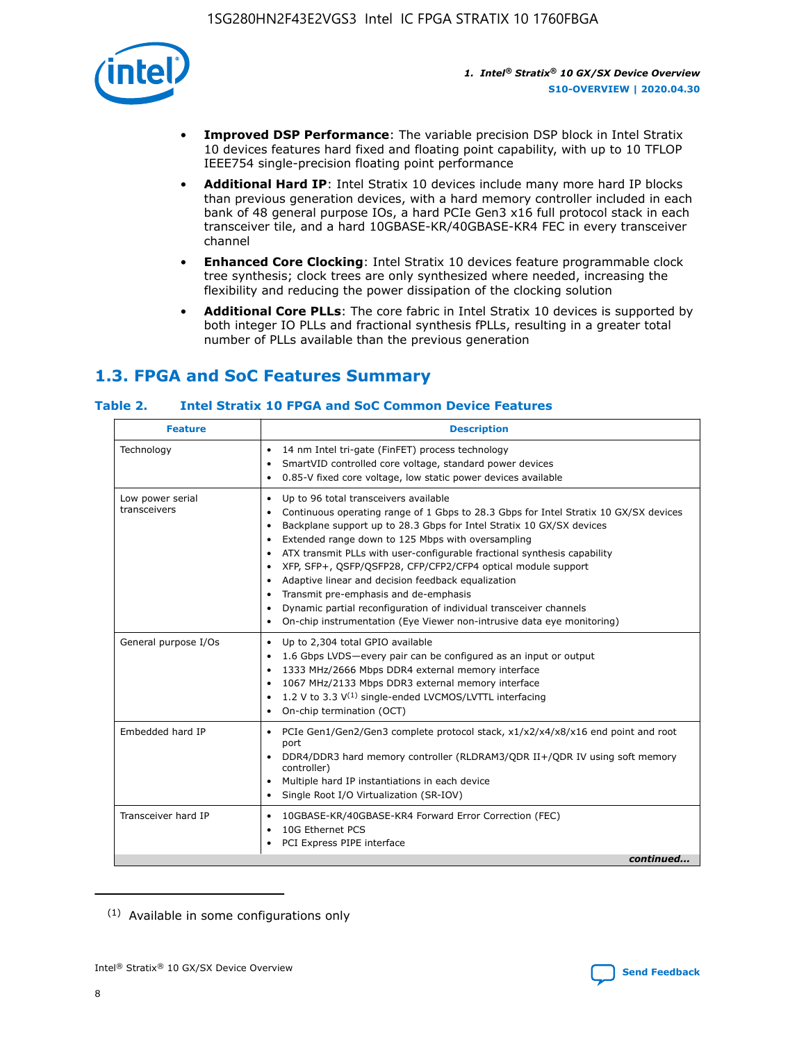- **Improved DSP Performance**: The variable precision DSP block in Intel Stratix 10 devices features hard fixed and floating point capability, with up to 10 TFLOP IEEE754 single-precision floating point performance
- **Additional Hard IP**: Intel Stratix 10 devices include many more hard IP blocks than previous generation devices, with a hard memory controller included in each bank of 48 general purpose IOs, a hard PCIe Gen3 x16 full protocol stack in each transceiver tile, and a hard 10GBASE-KR/40GBASE-KR4 FEC in every transceiver channel
- **Enhanced Core Clocking**: Intel Stratix 10 devices feature programmable clock tree synthesis; clock trees are only synthesized where needed, increasing the flexibility and reducing the power dissipation of the clocking solution
- **Additional Core PLLs**: The core fabric in Intel Stratix 10 devices is supported by both integer IO PLLs and fractional synthesis fPLLs, resulting in a greater total number of PLLs available than the previous generation

## 1.3. FPGA and SoC Features Summary

### Table 2. Intel Stratix 10 FPGA and SoC Common Device Features

| Feature | Description |
|---|---|
| Technology | • 14 nm Intel tri-gate (FinFET) process technology<br>• SmartVID controlled core voltage, standard power devices<br>• 0.85-V fixed core voltage, low static power devices available |
| Low power serial transceivers | • Up to 96 total transceivers available<br>• Continuous operating range of 1 Gbps to 28.3 Gbps for Intel Stratix 10 GX/SX devices<br>• Backplane support up to 28.3 Gbps for Intel Stratix 10 GX/SX devices<br>• Extended range down to 125 Mbps with oversampling<br>• ATX transmit PLLs with user-configurable fractional synthesis capability<br>• XFP, SFP+, QSFP/QSFP28, CFP/CFP2/CFP4 optical module support<br>• Adaptive linear and decision feedback equalization<br>• Transmit pre-emphasis and de-emphasis<br>• Dynamic partial reconfiguration of individual transceiver channels<br>• On-chip instrumentation (Eye Viewer non-intrusive data eye monitoring) |
| General purpose I/Os | • Up to 2,304 total GPIO available<br>• 1.6 Gbps LVDS—every pair can be configured as an input or output<br>• 1333 MHz/2666 Mbps DDR4 external memory interface<br>• 1067 MHz/2133 Mbps DDR3 external memory interface<br>• 1.2 V to 3.3 V[(1)] single-ended LVCMOS/LVTTL interfacing<br>• On-chip termination (OCT) |
| Embedded hard IP | • PCIe Gen1/Gen2/Gen3 complete protocol stack, x1/x2/x4/x8/x16 end point and root port<br>• DDR4/DDR3 hard memory controller (RLDRAM3/QDR II+/QDR IV using soft memory controller)<br>• Multiple hard IP instantiations in each device<br>• Single Root I/O Virtualization (SR-IOV) |
| Transceiver hard IP | • 10GBASE-KR/40GBASE-KR4 Forward Error Correction (FEC)<br>• 10G Ethernet PCS<br>• PCI Express PIPE interface |

*continued...*

(1) Available in some configurations only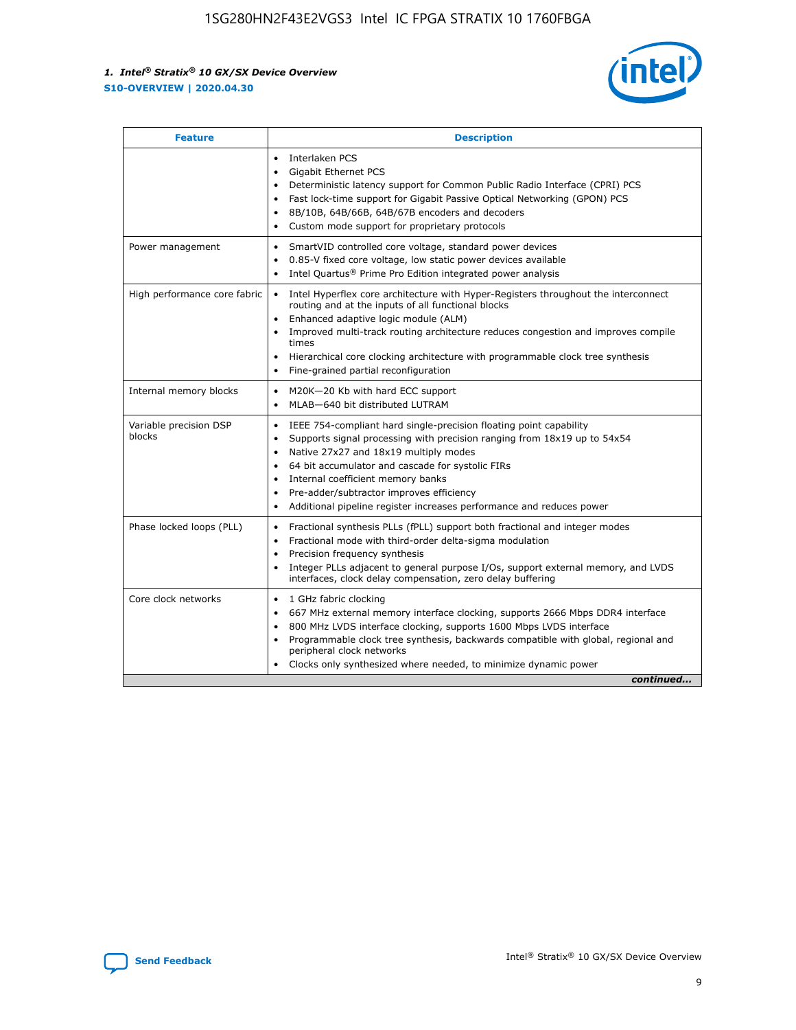| Feature | Description |
| --- | --- |
| | • Interlaken PCS<br>• Gigabit Ethernet PCS<br>• Deterministic latency support for Common Public Radio Interface (CPRI) PCS<br>• Fast lock-time support for Gigabit Passive Optical Networking (GPON) PCS<br>• 8B/10B, 64B/66B, 64B/67B encoders and decoders<br>• Custom mode support for proprietary protocols |
| Power management | • SmartVID controlled core voltage, standard power devices<br>• 0.85-V fixed core voltage, low static power devices available<br>• Intel Quartus® Prime Pro Edition integrated power analysis |
| High performance core fabric | • Intel Hyperflex core architecture with Hyper-Registers throughout the interconnect routing and at the inputs of all functional blocks<br>• Enhanced adaptive logic module (ALM)<br>• Improved multi-track routing architecture reduces congestion and improves compile times<br>• Hierarchical core clocking architecture with programmable clock tree synthesis<br>• Fine-grained partial reconfiguration |
| Internal memory blocks | • M20K—20 Kb with hard ECC support<br>• MLAB—640 bit distributed LUTRAM |
| Variable precision DSP blocks | • IEEE 754-compliant hard single-precision floating point capability<br>• Supports signal processing with precision ranging from 18x19 up to 54x54<br>• Native 27x27 and 18x19 multiply modes<br>• 64 bit accumulator and cascade for systolic FIRs<br>• Internal coefficient memory banks<br>• Pre-adder/subtractor improves efficiency<br>• Additional pipeline register increases performance and reduces power |
| Phase locked loops (PLL) | • Fractional synthesis PLLs (fPLL) support both fractional and integer modes<br>• Fractional mode with third-order delta-sigma modulation<br>• Precision frequency synthesis<br>• Integer PLLs adjacent to general purpose I/Os, support external memory, and LVDS interfaces, clock delay compensation, zero delay buffering |
| Core clock networks | • 1 GHz fabric clocking<br>• 667 MHz external memory interface clocking, supports 2666 Mbps DDR4 interface<br>• 800 MHz LVDS interface clocking, supports 1600 Mbps LVDS interface<br>• Programmable clock tree synthesis, backwards compatible with global, regional and peripheral clock networks<br>• Clocks only synthesized where needed, to minimize dynamic power |

*continued...*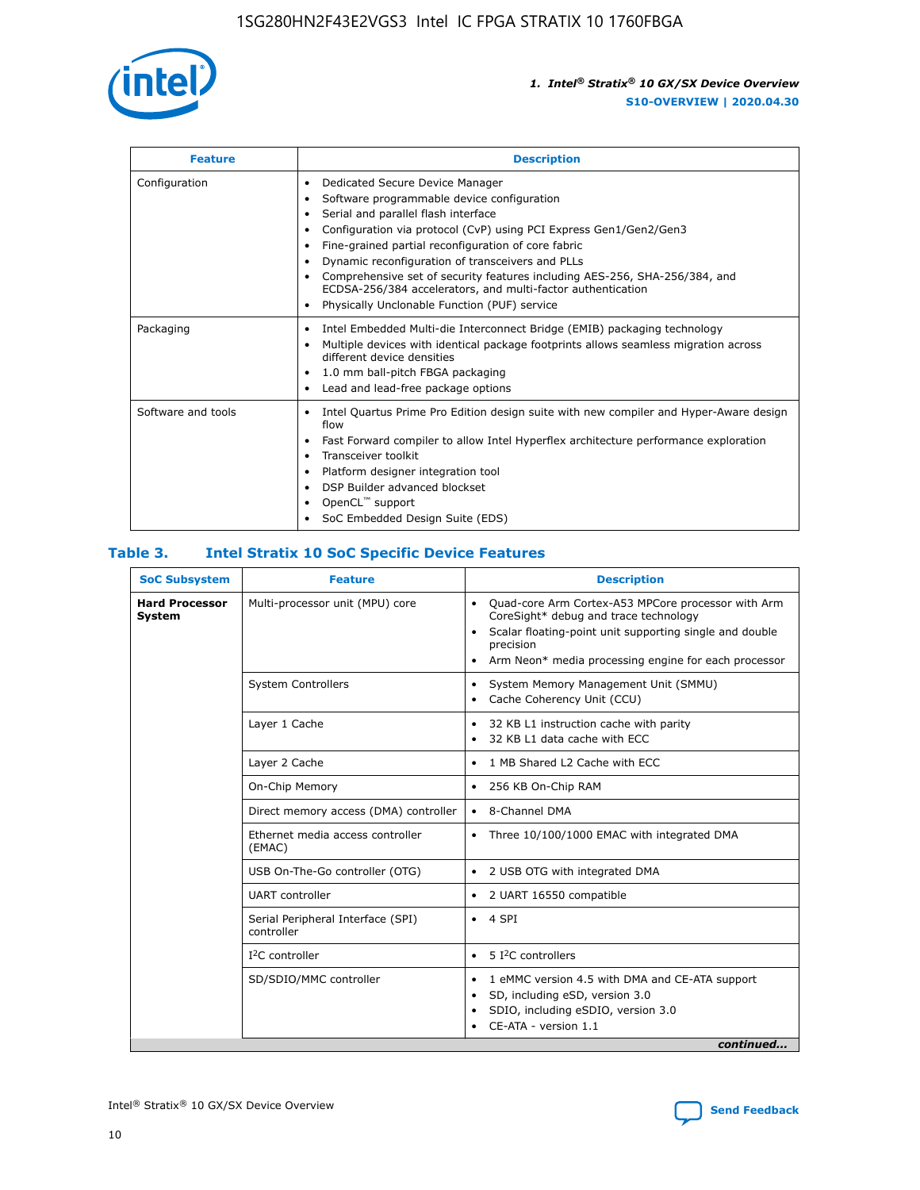| Feature | Description |
|---|---|
| Configuration | • Dedicated Secure Device Manager<br>• Software programmable device configuration<br>• Serial and parallel flash interface<br>• Configuration via protocol (CvP) using PCI Express Gen1/Gen2/Gen3<br>• Fine-grained partial reconfiguration of core fabric<br>• Dynamic reconfiguration of transceivers and PLLs<br>• Comprehensive set of security features including AES-256, SHA-256/384, and ECDSA-256/384 accelerators, and multi-factor authentication<br>• Physically Unclonable Function (PUF) service |
| Packaging | • Intel Embedded Multi-die Interconnect Bridge (EMIB) packaging technology<br>• Multiple devices with identical package footprints allows seamless migration across different device densities<br>• 1.0 mm ball-pitch FBGA packaging<br>• Lead and lead-free package options |
| Software and tools | • Intel Quartus Prime Pro Edition design suite with new compiler and Hyper-Aware design flow<br>• Fast Forward compiler to allow Intel Hyperflex architecture performance exploration<br>• Transceiver toolkit<br>• Platform designer integration tool<br>• DSP Builder advanced blockset<br>• OpenCL™ support<br>• SoC Embedded Design Suite (EDS) |

## Table 3. Intel Stratix 10 SoC Specific Device Features

| SoC Subsystem | Feature | Description |
|---|---|---|
| **Hard Processor System** | Multi-processor unit (MPU) core | • Quad-core Arm Cortex-A53 MPCore processor with Arm CoreSight* debug and trace technology<br>• Scalar floating-point unit supporting single and double precision<br>• Arm Neon* media processing engine for each processor |
| | System Controllers | • System Memory Management Unit (SMMU)<br>• Cache Coherency Unit (CCU) |
| | Layer 1 Cache | • 32 KB L1 instruction cache with parity<br>• 32 KB L1 data cache with ECC |
| | Layer 2 Cache | • 1 MB Shared L2 Cache with ECC |
| | On-Chip Memory | • 256 KB On-Chip RAM |
| | Direct memory access (DMA) controller | • 8-Channel DMA |
| | Ethernet media access controller (EMAC) | • Three 10/100/1000 EMAC with integrated DMA |
| | USB On-The-Go controller (OTG) | • 2 USB OTG with integrated DMA |
| | UART controller | • 2 UART 16550 compatible |
| | Serial Peripheral Interface (SPI) controller | • 4 SPI |
| | I²C controller | • 5 I²C controllers |
| | SD/SDIO/MMC controller | • 1 eMMC version 4.5 with DMA and CE-ATA support<br>• SD, including eSD, version 3.0<br>• SDIO, including eSDIO, version 3.0<br>• CE-ATA - version 1.1 |

*continued...*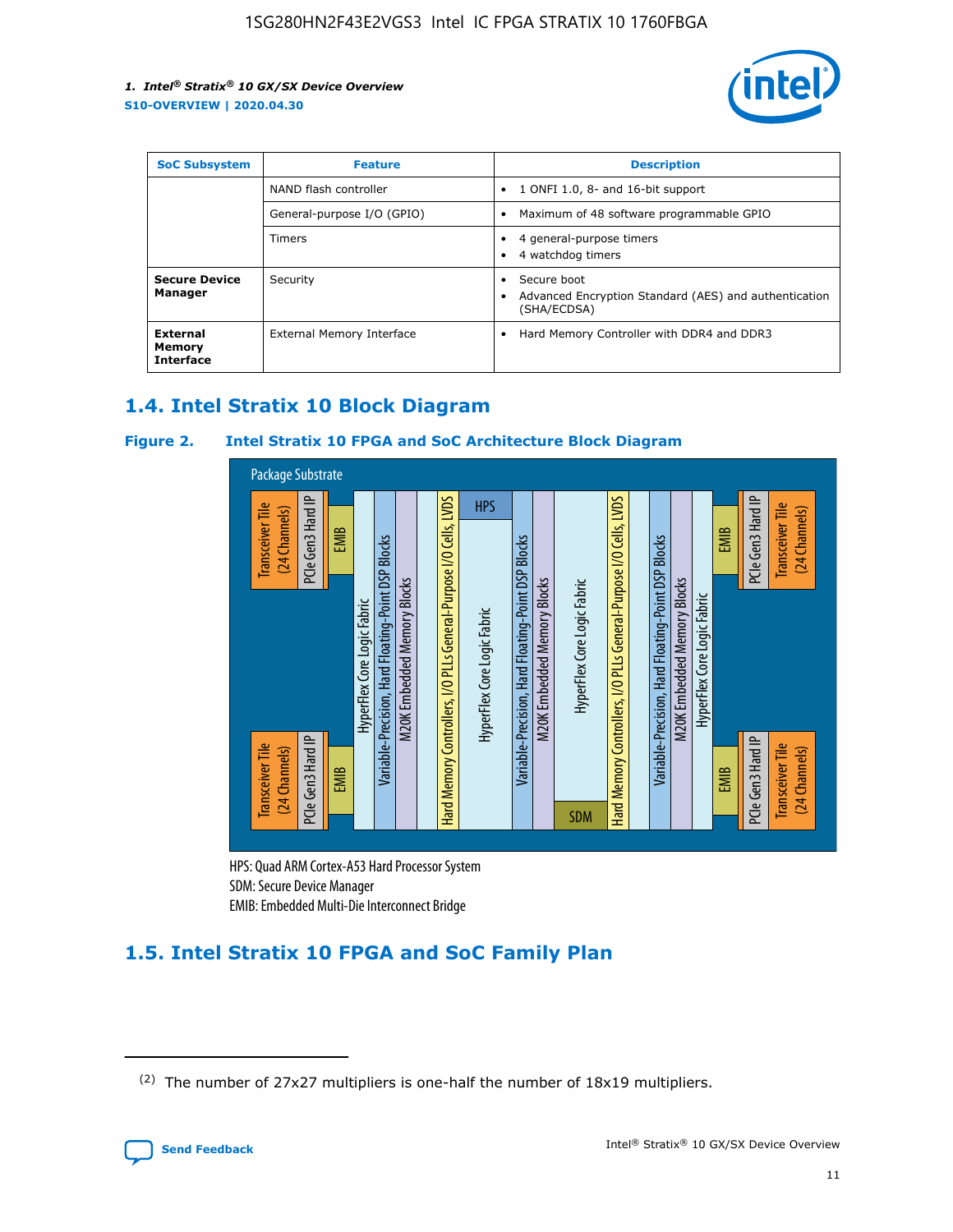| SoC Subsystem | Feature | Description |
| --- | --- | --- |
| | NAND flash controller | • 1 ONFI 1.0, 8- and 16-bit support |
| | General-purpose I/O (GPIO) | • Maximum of 48 software programmable GPIO |
| | Timers | • 4 general-purpose timers<br>• 4 watchdog timers |
| **Secure Device Manager** | Security | • Secure boot<br>• Advanced Encryption Standard (AES) and authentication (SHA/ECDSA) |
| **External Memory Interface** | External Memory Interface | • Hard Memory Controller with DDR4 and DDR3 |

## 1.4. Intel Stratix 10 Block Diagram

**Figure 2. Intel Stratix 10 FPGA and SoC Architecture Block Diagram**

Package Substrate

Transceiver Tile (24 Channels) | PCIe Gen3 Hard IP | EMIB | HyperFlex Core Logic Fabric | Variable-Precision, Hard Floating-Point DSP Blocks | M20K Embedded Memory Blocks | Hard Memory Controllers, I/O PLLs General-Purpose I/O Cells, LVDS | HPS | HyperFlex Core Logic Fabric | Variable-Precision, Hard Floating-Point DSP Blocks | M20K Embedded Memory Blocks | HyperFlex Core Logic Fabric | SDM | Hard Memory Controllers, I/O PLLs General-Purpose I/O Cells, LVDS | Variable-Precision, Hard Floating-Point DSP Blocks | M20K Embedded Memory Blocks | HyperFlex Core Logic Fabric | EMIB | PCIe Gen3 Hard IP | Transceiver Tile (24 Channels)

HPS: Quad ARM Cortex-A53 Hard Processor System
SDM: Secure Device Manager
EMIB: Embedded Multi-Die Interconnect Bridge

## 1.5. Intel Stratix 10 FPGA and SoC Family Plan

(2) The number of 27x27 multipliers is one-half the number of 18x19 multipliers.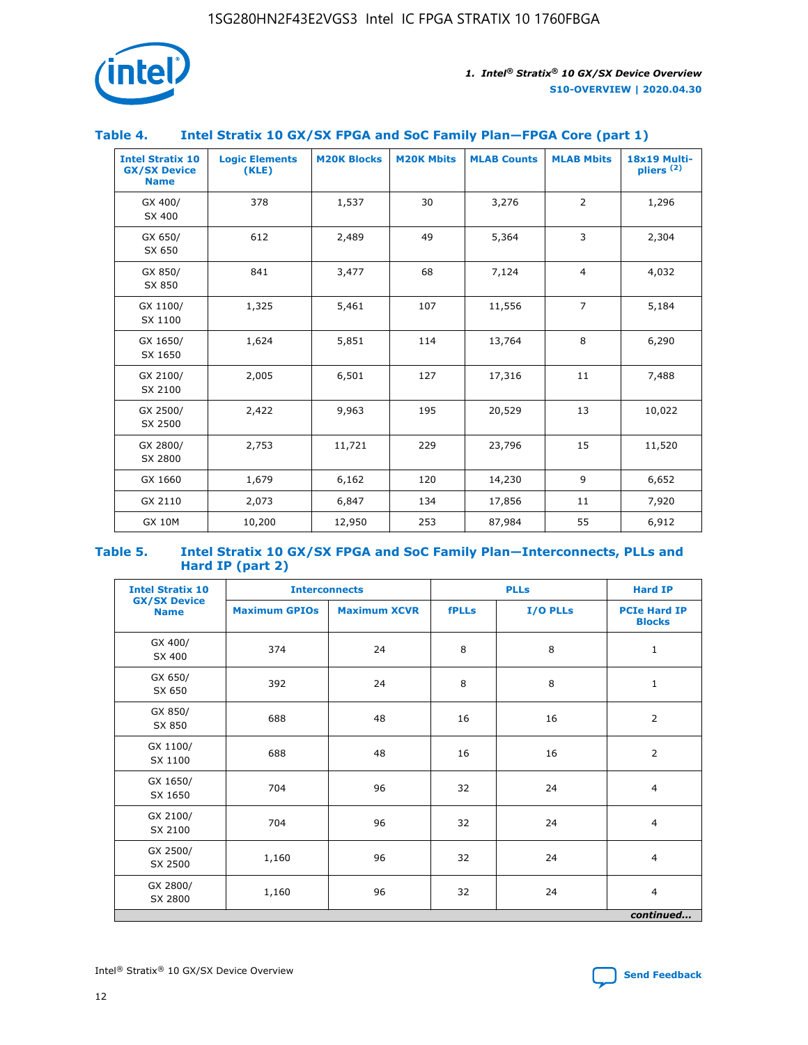## Table 4. Intel Stratix 10 GX/SX FPGA and SoC Family Plan—FPGA Core (part 1)

| Intel Stratix 10 GX/SX Device Name | Logic Elements (KLE) | M20K Blocks | M20K Mbits | MLAB Counts | MLAB Mbits | 18x19 Multipliers [(2)] |
|---|---|---|---|---|---|---|
| GX 400/ SX 400 | 378 | 1,537 | 30 | 3,276 | 2 | 1,296 |
| GX 650/ SX 650 | 612 | 2,489 | 49 | 5,364 | 3 | 2,304 |
| GX 850/ SX 850 | 841 | 3,477 | 68 | 7,124 | 4 | 4,032 |
| GX 1100/ SX 1100 | 1,325 | 5,461 | 107 | 11,556 | 7 | 5,184 |
| GX 1650/ SX 1650 | 1,624 | 5,851 | 114 | 13,764 | 8 | 6,290 |
| GX 2100/ SX 2100 | 2,005 | 6,501 | 127 | 17,316 | 11 | 7,488 |
| GX 2500/ SX 2500 | 2,422 | 9,963 | 195 | 20,529 | 13 | 10,022 |
| GX 2800/ SX 2800 | 2,753 | 11,721 | 229 | 23,796 | 15 | 11,520 |
| GX 1660 | 1,679 | 6,162 | 120 | 14,230 | 9 | 6,652 |
| GX 2110 | 2,073 | 6,847 | 134 | 17,856 | 11 | 7,920 |
| GX 10M | 10,200 | 12,950 | 253 | 87,984 | 55 | 6,912 |

## Table 5. Intel Stratix 10 GX/SX FPGA and SoC Family Plan—Interconnects, PLLs and Hard IP (part 2)

| Intel Stratix 10 GX/SX Device Name | Interconnects | | PLLs | | Hard IP |
|---|---|---|---|---|---|
| | Maximum GPIOs | Maximum XCVR | fPLLs | I/O PLLs | PCIe Hard IP Blocks |
| GX 400/ SX 400 | 374 | 24 | 8 | 8 | 1 |
| GX 650/ SX 650 | 392 | 24 | 8 | 8 | 1 |
| GX 850/ SX 850 | 688 | 48 | 16 | 16 | 2 |
| GX 1100/ SX 1100 | 688 | 48 | 16 | 16 | 2 |
| GX 1650/ SX 1650 | 704 | 96 | 32 | 24 | 4 |
| GX 2100/ SX 2100 | 704 | 96 | 32 | 24 | 4 |
| GX 2500/ SX 2500 | 1,160 | 96 | 32 | 24 | 4 |
| GX 2800/ SX 2800 | 1,160 | 96 | 32 | 24 | 4 |

*continued...*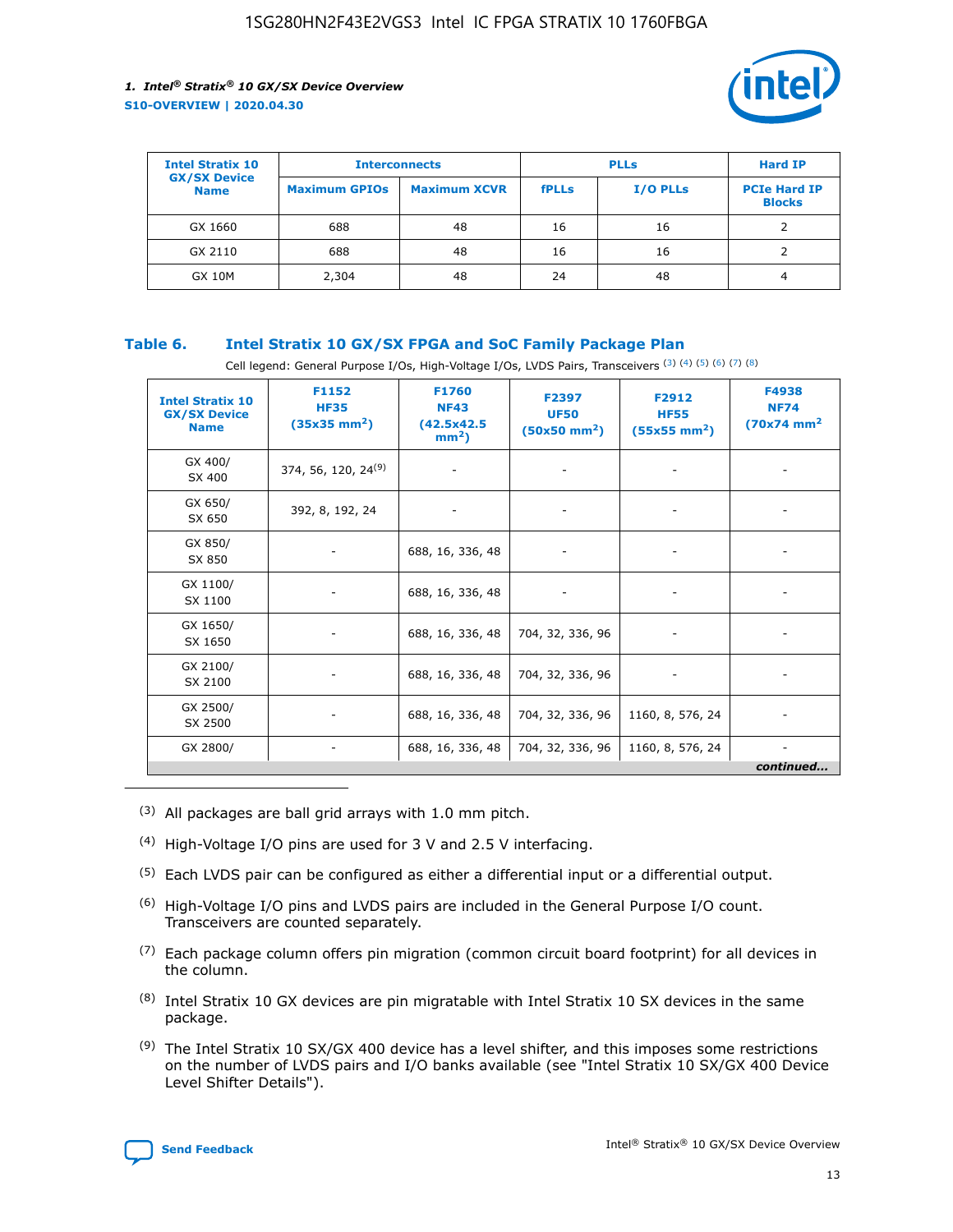| Intel Stratix 10 GX/SX Device Name | Interconnects | | PLLs | | Hard IP |
|---|---|---|---|---|---|
| | Maximum GPIOs | Maximum XCVR | fPLLs | I/O PLLs | PCIe Hard IP Blocks |
| GX 1660 | 688 | 48 | 16 | 16 | 2 |
| GX 2110 | 688 | 48 | 16 | 16 | 2 |
| GX 10M | 2,304 | 48 | 24 | 48 | 4 |

**Table 6. Intel Stratix 10 GX/SX FPGA and SoC Family Package Plan**

Cell legend: General Purpose I/Os, High-Voltage I/Os, LVDS Pairs, Transceivers (3) (4) (5) (6) (7) (8)

| Intel Stratix 10 GX/SX Device Name | F1152 HF35 (35x35 mm$^2$) | F1760 NF43 (42.5x42.5 mm$^2$) | F2397 UF50 (50x50 mm$^2$) | F2912 HF55 (55x55 mm$^2$) | F4938 NF74 (70x74 mm$^2$ |
|---|---|---|---|---|---|
| GX 400/ SX 400 | 374, 56, 120, 24(9) | - | - | - | - |
| GX 650/ SX 650 | 392, 8, 192, 24 | - | - | - | - |
| GX 850/ SX 850 | - | 688, 16, 336, 48 | - | - | - |
| GX 1100/ SX 1100 | - | 688, 16, 336, 48 | - | - | - |
| GX 1650/ SX 1650 | - | 688, 16, 336, 48 | 704, 32, 336, 96 | - | - |
| GX 2100/ SX 2100 | - | 688, 16, 336, 48 | 704, 32, 336, 96 | - | - |
| GX 2500/ SX 2500 | - | 688, 16, 336, 48 | 704, 32, 336, 96 | 1160, 8, 576, 24 | - |
| GX 2800/ | - | 688, 16, 336, 48 | 704, 32, 336, 96 | 1160, 8, 576, 24 | - |

*continued...*

(3) All packages are ball grid arrays with 1.0 mm pitch.

(4) High-Voltage I/O pins are used for 3 V and 2.5 V interfacing.

(5) Each LVDS pair can be configured as either a differential input or a differential output.

(6) High-Voltage I/O pins and LVDS pairs are included in the General Purpose I/O count. Transceivers are counted separately.

(7) Each package column offers pin migration (common circuit board footprint) for all devices in the column.

(8) Intel Stratix 10 GX devices are pin migratable with Intel Stratix 10 SX devices in the same package.

(9) The Intel Stratix 10 SX/GX 400 device has a level shifter, and this imposes some restrictions on the number of LVDS pairs and I/O banks available (see "Intel Stratix 10 SX/GX 400 Device Level Shifter Details").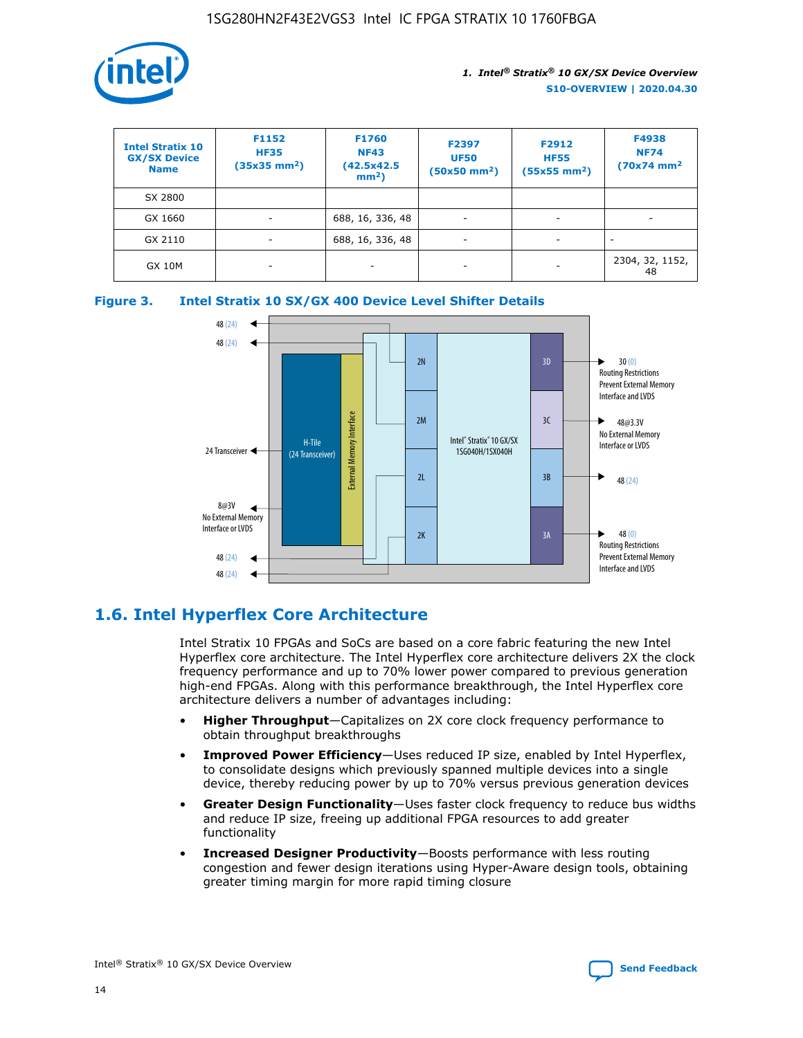| Intel Stratix 10 GX/SX Device Name | F1152 HF35 (35x35 mm[2]) | F1760 NF43 (42.5x42.5 mm[2]) | F2397 UF50 (50x50 mm[2]) | F2912 HF55 (55x55 mm[2]) | F4938 NF74 (70x74 mm[2] |
|---|---|---|---|---|---|
| SX 2800 | | | | | |
| GX 1660 | - | 688, 16, 336, 48 | - | - | - |
| GX 2110 | - | 688, 16, 336, 48 | - | - | - |
| GX 10M | - | - | - | - | 2304, 32, 1152, 48 |

**Figure 3. Intel Stratix 10 SX/GX 400 Device Level Shifter Details**

## 1.6. Intel Hyperflex Core Architecture

Intel Stratix 10 FPGAs and SoCs are based on a core fabric featuring the new Intel Hyperflex core architecture. The Intel Hyperflex core architecture delivers 2X the clock frequency performance and up to 70% lower power compared to previous generation high-end FPGAs. Along with this performance breakthrough, the Intel Hyperflex core architecture delivers a number of advantages including:

- **Higher Throughput**—Capitalizes on 2X core clock frequency performance to obtain throughput breakthroughs
- **Improved Power Efficiency**—Uses reduced IP size, enabled by Intel Hyperflex, to consolidate designs which previously spanned multiple devices into a single device, thereby reducing power by up to 70% versus previous generation devices
- **Greater Design Functionality**—Uses faster clock frequency to reduce bus widths and reduce IP size, freeing up additional FPGA resources to add greater functionality
- **Increased Designer Productivity**—Boosts performance with less routing congestion and fewer design iterations using Hyper-Aware design tools, obtaining greater timing margin for more rapid timing closure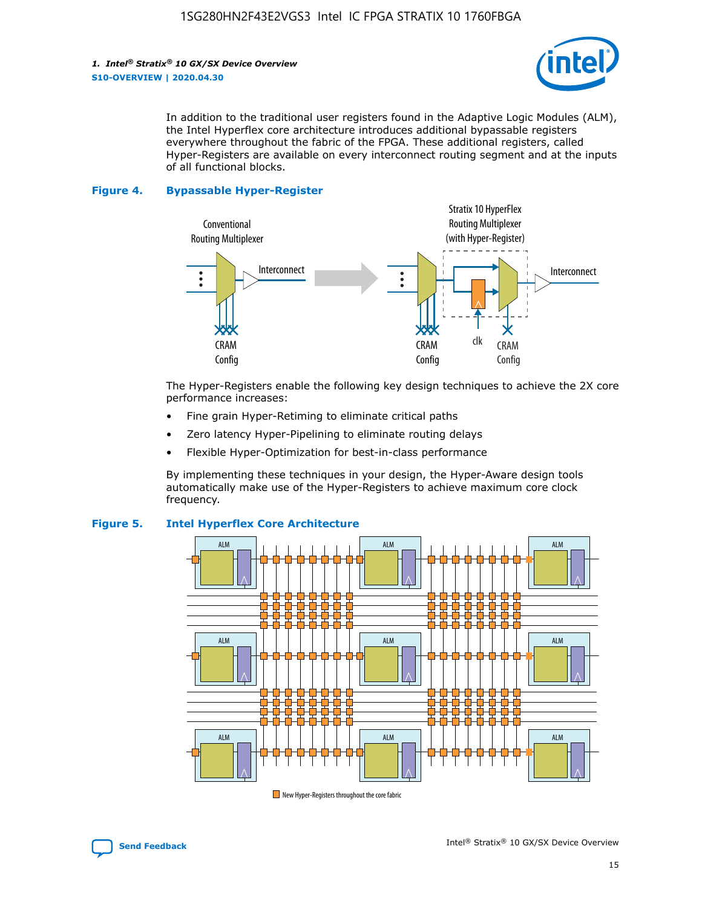In addition to the traditional user registers found in the Adaptive Logic Modules (ALM), the Intel Hyperflex core architecture introduces additional bypassable registers everywhere throughout the fabric of the FPGA. These additional registers, called Hyper-Registers are available on every interconnect routing segment and at the inputs of all functional blocks.

**Figure 4. Bypassable Hyper-Register**

The Hyper-Registers enable the following key design techniques to achieve the 2X core performance increases:

- Fine grain Hyper-Retiming to eliminate critical paths
- Zero latency Hyper-Pipelining to eliminate routing delays
- Flexible Hyper-Optimization for best-in-class performance

By implementing these techniques in your design, the Hyper-Aware design tools automatically make use of the Hyper-Registers to achieve maximum core clock frequency.

**Figure 5. Intel Hyperflex Core Architecture**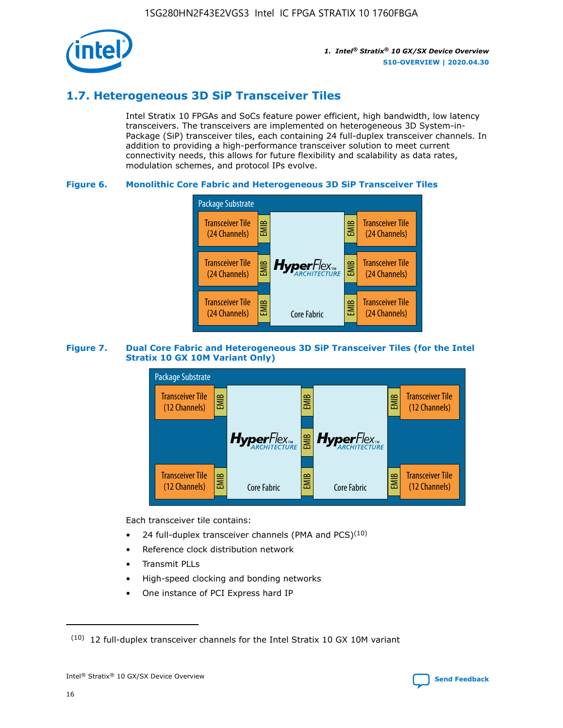## 1.7. Heterogeneous 3D SiP Transceiver Tiles

Intel Stratix 10 FPGAs and SoCs feature power efficient, high bandwidth, low latency transceivers. The transceivers are implemented on heterogeneous 3D System-in-Package (SiP) transceiver tiles, each containing 24 full-duplex transceiver channels. In addition to providing a high-performance transceiver solution to meet current connectivity needs, this allows for future flexibility and scalability as data rates, modulation schemes, and protocol IPs evolve.

**Figure 6. Monolithic Core Fabric and Heterogeneous 3D SiP Transceiver Tiles**

Package Substrate

Transceiver Tile (24 Channels) | EMIB | HyperFlex ARCHITECTURE Core Fabric | EMIB | Transceiver Tile (24 Channels)

Transceiver Tile (24 Channels) | EMIB | | EMIB | Transceiver Tile (24 Channels)

Transceiver Tile (24 Channels) | EMIB | | EMIB | Transceiver Tile (24 Channels)

**Figure 7. Dual Core Fabric and Heterogeneous 3D SiP Transceiver Tiles (for the Intel Stratix 10 GX 10M Variant Only)**

Package Substrate

Transceiver Tile (12 Channels) | EMIB | HyperFlex ARCHITECTURE Core Fabric | EMIB | HyperFlex ARCHITECTURE Core Fabric | EMIB | Transceiver Tile (12 Channels)

Transceiver Tile (12 Channels) | EMIB | | EMIB | | EMIB | Transceiver Tile (12 Channels)

Each transceiver tile contains:

- 24 full-duplex transceiver channels (PMA and PCS)[10]
- Reference clock distribution network
- Transmit PLLs
- High-speed clocking and bonding networks
- One instance of PCI Express hard IP

(10) 12 full-duplex transceiver channels for the Intel Stratix 10 GX 10M variant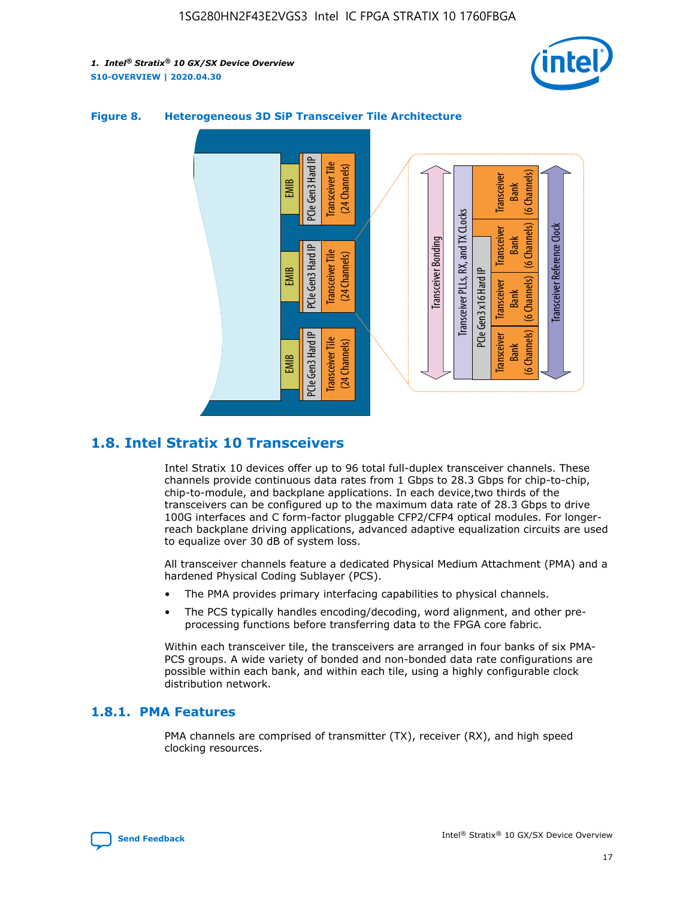**Figure 8. Heterogeneous 3D SiP Transceiver Tile Architecture**

## 1.8. Intel Stratix 10 Transceivers

Intel Stratix 10 devices offer up to 96 total full-duplex transceiver channels. These channels provide continuous data rates from 1 Gbps to 28.3 Gbps for chip-to-chip, chip-to-module, and backplane applications. In each device,two thirds of the transceivers can be configured up to the maximum data rate of 28.3 Gbps to drive 100G interfaces and C form-factor pluggable CFP2/CFP4 optical modules. For longer-reach backplane driving applications, advanced adaptive equalization circuits are used to equalize over 30 dB of system loss.

All transceiver channels feature a dedicated Physical Medium Attachment (PMA) and a hardened Physical Coding Sublayer (PCS).

- The PMA provides primary interfacing capabilities to physical channels.
- The PCS typically handles encoding/decoding, word alignment, and other pre-processing functions before transferring data to the FPGA core fabric.

Within each transceiver tile, the transceivers are arranged in four banks of six PMA-PCS groups. A wide variety of bonded and non-bonded data rate configurations are possible within each bank, and within each tile, using a highly configurable clock distribution network.

### 1.8.1. PMA Features

PMA channels are comprised of transmitter (TX), receiver (RX), and high speed clocking resources.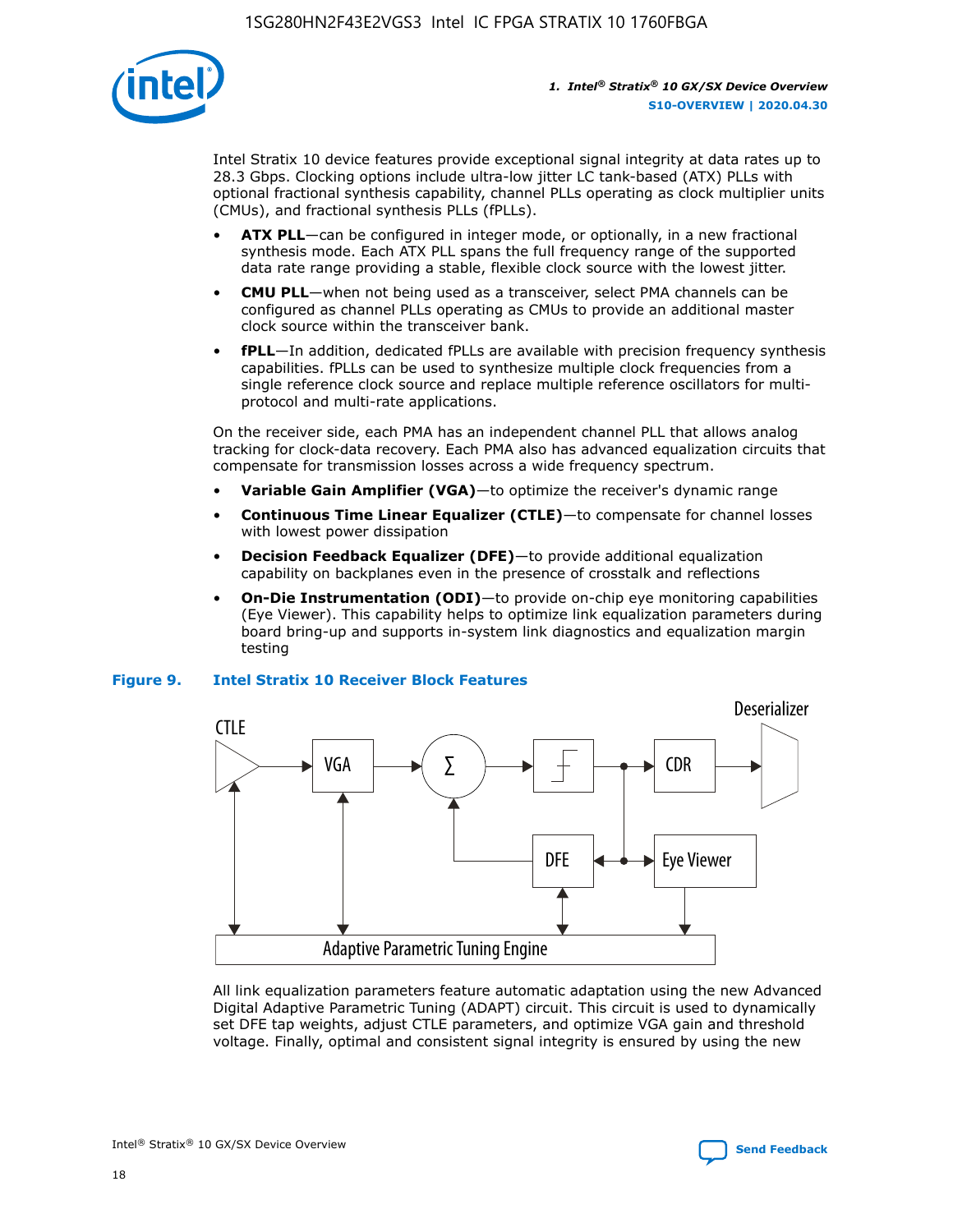Intel Stratix 10 device features provide exceptional signal integrity at data rates up to 28.3 Gbps. Clocking options include ultra-low jitter LC tank-based (ATX) PLLs with optional fractional synthesis capability, channel PLLs operating as clock multiplier units (CMUs), and fractional synthesis PLLs (fPLLs).

- **ATX PLL**—can be configured in integer mode, or optionally, in a new fractional synthesis mode. Each ATX PLL spans the full frequency range of the supported data rate range providing a stable, flexible clock source with the lowest jitter.
- **CMU PLL**—when not being used as a transceiver, select PMA channels can be configured as channel PLLs operating as CMUs to provide an additional master clock source within the transceiver bank.
- **fPLL**—In addition, dedicated fPLLs are available with precision frequency synthesis capabilities. fPLLs can be used to synthesize multiple clock frequencies from a single reference clock source and replace multiple reference oscillators for multi-protocol and multi-rate applications.

On the receiver side, each PMA has an independent channel PLL that allows analog tracking for clock-data recovery. Each PMA also has advanced equalization circuits that compensate for transmission losses across a wide frequency spectrum.

- **Variable Gain Amplifier (VGA)**—to optimize the receiver's dynamic range
- **Continuous Time Linear Equalizer (CTLE)**—to compensate for channel losses with lowest power dissipation
- **Decision Feedback Equalizer (DFE)**—to provide additional equalization capability on backplanes even in the presence of crosstalk and reflections
- **On-Die Instrumentation (ODI)**—to provide on-chip eye monitoring capabilities (Eye Viewer). This capability helps to optimize link equalization parameters during board bring-up and supports in-system link diagnostics and equalization margin testing

**Figure 9. Intel Stratix 10 Receiver Block Features**

All link equalization parameters feature automatic adaptation using the new Advanced Digital Adaptive Parametric Tuning (ADAPT) circuit. This circuit is used to dynamically set DFE tap weights, adjust CTLE parameters, and optimize VGA gain and threshold voltage. Finally, optimal and consistent signal integrity is ensured by using the new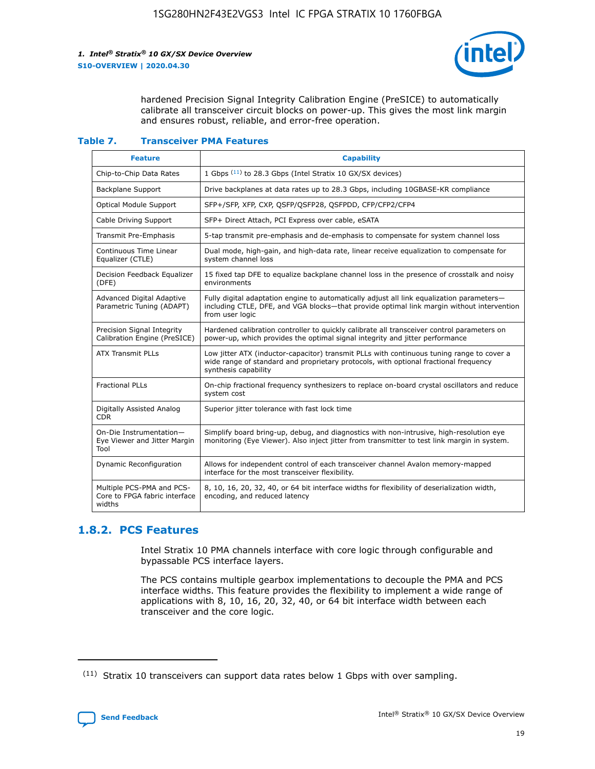hardened Precision Signal Integrity Calibration Engine (PreSICE) to automatically calibrate all transceiver circuit blocks on power-up. This gives the most link margin and ensures robust, reliable, and error-free operation.

**Table 7. Transceiver PMA Features**

| Feature | Capability |
| --- | --- |
| Chip-to-Chip Data Rates | 1 Gbps [11] to 28.3 Gbps (Intel Stratix 10 GX/SX devices) |
| Backplane Support | Drive backplanes at data rates up to 28.3 Gbps, including 10GBASE-KR compliance |
| Optical Module Support | SFP+/SFP, XFP, CXP, QSFP/QSFP28, QSFPDD, CFP/CFP2/CFP4 |
| Cable Driving Support | SFP+ Direct Attach, PCI Express over cable, eSATA |
| Transmit Pre-Emphasis | 5-tap transmit pre-emphasis and de-emphasis to compensate for system channel loss |
| Continuous Time Linear Equalizer (CTLE) | Dual mode, high-gain, and high-data rate, linear receive equalization to compensate for system channel loss |
| Decision Feedback Equalizer (DFE) | 15 fixed tap DFE to equalize backplane channel loss in the presence of crosstalk and noisy environments |
| Advanced Digital Adaptive Parametric Tuning (ADAPT) | Fully digital adaptation engine to automatically adjust all link equalization parameters—including CTLE, DFE, and VGA blocks—that provide optimal link margin without intervention from user logic |
| Precision Signal Integrity Calibration Engine (PreSICE) | Hardened calibration controller to quickly calibrate all transceiver control parameters on power-up, which provides the optimal signal integrity and jitter performance |
| ATX Transmit PLLs | Low jitter ATX (inductor-capacitor) transmit PLLs with continuous tuning range to cover a wide range of standard and proprietary protocols, with optional fractional frequency synthesis capability |
| Fractional PLLs | On-chip fractional frequency synthesizers to replace on-board crystal oscillators and reduce system cost |
| Digitally Assisted Analog CDR | Superior jitter tolerance with fast lock time |
| On-Die Instrumentation—Eye Viewer and Jitter Margin Tool | Simplify board bring-up, debug, and diagnostics with non-intrusive, high-resolution eye monitoring (Eye Viewer). Also inject jitter from transmitter to test link margin in system. |
| Dynamic Reconfiguration | Allows for independent control of each transceiver channel Avalon memory-mapped interface for the most transceiver flexibility. |
| Multiple PCS-PMA and PCS-Core to FPGA fabric interface widths | 8, 10, 16, 20, 32, 40, or 64 bit interface widths for flexibility of deserialization width, encoding, and reduced latency |

## 1.8.2. PCS Features

Intel Stratix 10 PMA channels interface with core logic through configurable and bypassable PCS interface layers.

The PCS contains multiple gearbox implementations to decouple the PMA and PCS interface widths. This feature provides the flexibility to implement a wide range of applications with 8, 10, 16, 20, 32, 40, or 64 bit interface width between each transceiver and the core logic.

[11] Stratix 10 transceivers can support data rates below 1 Gbps with over sampling.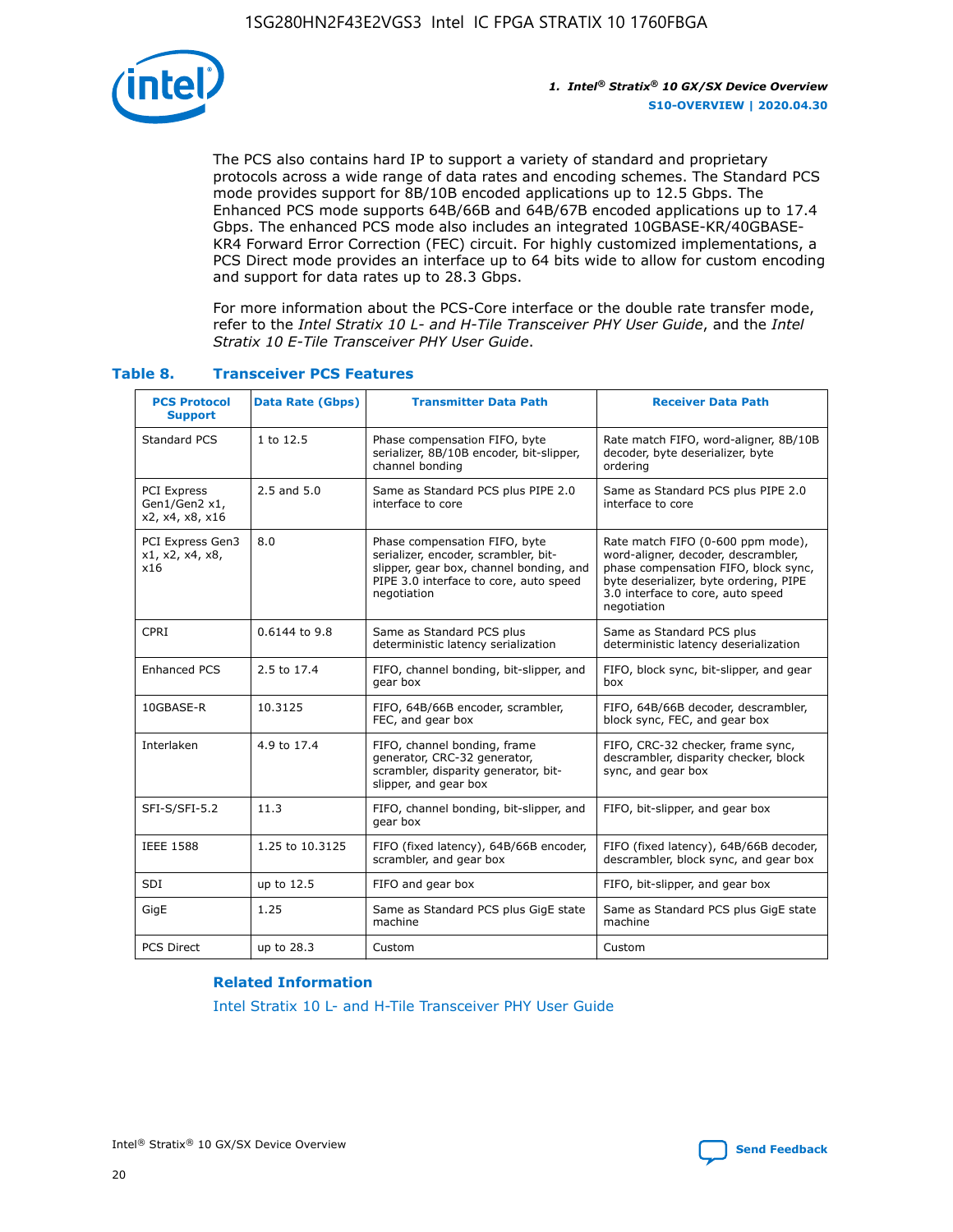The PCS also contains hard IP to support a variety of standard and proprietary protocols across a wide range of data rates and encoding schemes. The Standard PCS mode provides support for 8B/10B encoded applications up to 12.5 Gbps. The Enhanced PCS mode supports 64B/66B and 64B/67B encoded applications up to 17.4 Gbps. The enhanced PCS mode also includes an integrated 10GBASE-KR/40GBASE-KR4 Forward Error Correction (FEC) circuit. For highly customized implementations, a PCS Direct mode provides an interface up to 64 bits wide to allow for custom encoding and support for data rates up to 28.3 Gbps.

For more information about the PCS-Core interface or the double rate transfer mode, refer to the *Intel Stratix 10 L- and H-Tile Transceiver PHY User Guide*, and the *Intel Stratix 10 E-Tile Transceiver PHY User Guide*.

### Table 8. Transceiver PCS Features

| PCS Protocol Support | Data Rate (Gbps) | Transmitter Data Path | Receiver Data Path |
|---|---|---|---|
| Standard PCS | 1 to 12.5 | Phase compensation FIFO, byte serializer, 8B/10B encoder, bit-slipper, channel bonding | Rate match FIFO, word-aligner, 8B/10B decoder, byte deserializer, byte ordering |
| PCI Express Gen1/Gen2 x1, x2, x4, x8, x16 | 2.5 and 5.0 | Same as Standard PCS plus PIPE 2.0 interface to core | Same as Standard PCS plus PIPE 2.0 interface to core |
| PCI Express Gen3 x1, x2, x4, x8, x16 | 8.0 | Phase compensation FIFO, byte serializer, encoder, scrambler, bit-slipper, gear box, channel bonding, and PIPE 3.0 interface to core, auto speed negotiation | Rate match FIFO (0-600 ppm mode), word-aligner, decoder, descrambler, phase compensation FIFO, block sync, byte deserializer, byte ordering, PIPE 3.0 interface to core, auto speed negotiation |
| CPRI | 0.6144 to 9.8 | Same as Standard PCS plus deterministic latency serialization | Same as Standard PCS plus deterministic latency deserialization |
| Enhanced PCS | 2.5 to 17.4 | FIFO, channel bonding, bit-slipper, and gear box | FIFO, block sync, bit-slipper, and gear box |
| 10GBASE-R | 10.3125 | FIFO, 64B/66B encoder, scrambler, FEC, and gear box | FIFO, 64B/66B decoder, descrambler, block sync, FEC, and gear box |
| Interlaken | 4.9 to 17.4 | FIFO, channel bonding, frame generator, CRC-32 generator, scrambler, disparity generator, bit-slipper, and gear box | FIFO, CRC-32 checker, frame sync, descrambler, disparity checker, block sync, and gear box |
| SFI-S/SFI-5.2 | 11.3 | FIFO, channel bonding, bit-slipper, and gear box | FIFO, bit-slipper, and gear box |
| IEEE 1588 | 1.25 to 10.3125 | FIFO (fixed latency), 64B/66B encoder, scrambler, and gear box | FIFO (fixed latency), 64B/66B decoder, descrambler, block sync, and gear box |
| SDI | up to 12.5 | FIFO and gear box | FIFO, bit-slipper, and gear box |
| GigE | 1.25 | Same as Standard PCS plus GigE state machine | Same as Standard PCS plus GigE state machine |
| PCS Direct | up to 28.3 | Custom | Custom |

**Related Information**

Intel Stratix 10 L- and H-Tile Transceiver PHY User Guide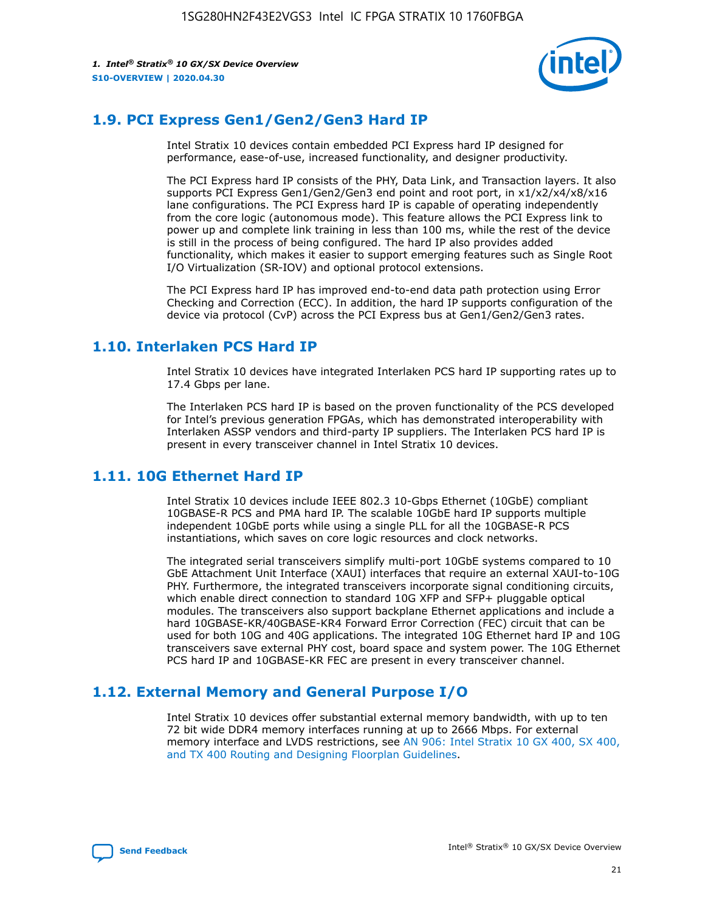## 1.9. PCI Express Gen1/Gen2/Gen3 Hard IP

Intel Stratix 10 devices contain embedded PCI Express hard IP designed for performance, ease-of-use, increased functionality, and designer productivity.

The PCI Express hard IP consists of the PHY, Data Link, and Transaction layers. It also supports PCI Express Gen1/Gen2/Gen3 end point and root port, in x1/x2/x4/x8/x16 lane configurations. The PCI Express hard IP is capable of operating independently from the core logic (autonomous mode). This feature allows the PCI Express link to power up and complete link training in less than 100 ms, while the rest of the device is still in the process of being configured. The hard IP also provides added functionality, which makes it easier to support emerging features such as Single Root I/O Virtualization (SR-IOV) and optional protocol extensions.

The PCI Express hard IP has improved end-to-end data path protection using Error Checking and Correction (ECC). In addition, the hard IP supports configuration of the device via protocol (CvP) across the PCI Express bus at Gen1/Gen2/Gen3 rates.

## 1.10. Interlaken PCS Hard IP

Intel Stratix 10 devices have integrated Interlaken PCS hard IP supporting rates up to 17.4 Gbps per lane.

The Interlaken PCS hard IP is based on the proven functionality of the PCS developed for Intel's previous generation FPGAs, which has demonstrated interoperability with Interlaken ASSP vendors and third-party IP suppliers. The Interlaken PCS hard IP is present in every transceiver channel in Intel Stratix 10 devices.

## 1.11. 10G Ethernet Hard IP

Intel Stratix 10 devices include IEEE 802.3 10-Gbps Ethernet (10GbE) compliant 10GBASE-R PCS and PMA hard IP. The scalable 10GbE hard IP supports multiple independent 10GbE ports while using a single PLL for all the 10GBASE-R PCS instantiations, which saves on core logic resources and clock networks.

The integrated serial transceivers simplify multi-port 10GbE systems compared to 10 GbE Attachment Unit Interface (XAUI) interfaces that require an external XAUI-to-10G PHY. Furthermore, the integrated transceivers incorporate signal conditioning circuits, which enable direct connection to standard 10G XFP and SFP+ pluggable optical modules. The transceivers also support backplane Ethernet applications and include a hard 10GBASE-KR/40GBASE-KR4 Forward Error Correction (FEC) circuit that can be used for both 10G and 40G applications. The integrated 10G Ethernet hard IP and 10G transceivers save external PHY cost, board space and system power. The 10G Ethernet PCS hard IP and 10GBASE-KR FEC are present in every transceiver channel.

## 1.12. External Memory and General Purpose I/O

Intel Stratix 10 devices offer substantial external memory bandwidth, with up to ten 72 bit wide DDR4 memory interfaces running at up to 2666 Mbps. For external memory interface and LVDS restrictions, see AN 906: Intel Stratix 10 GX 400, SX 400, and TX 400 Routing and Designing Floorplan Guidelines.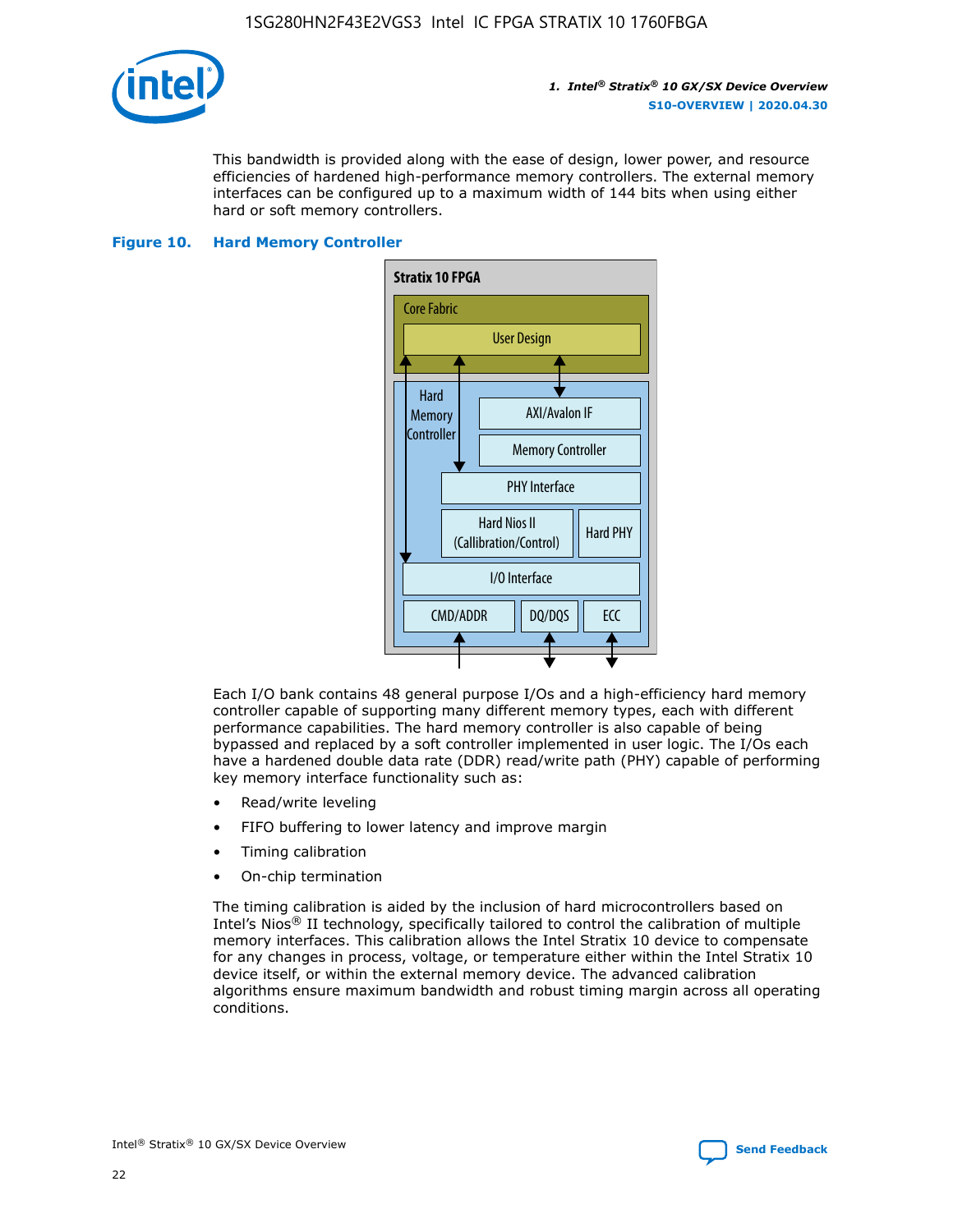This bandwidth is provided along with the ease of design, lower power, and resource efficiencies of hardened high-performance memory controllers. The external memory interfaces can be configured up to a maximum width of 144 bits when using either hard or soft memory controllers.

**Figure 10. Hard Memory Controller**

Each I/O bank contains 48 general purpose I/Os and a high-efficiency hard memory controller capable of supporting many different memory types, each with different performance capabilities. The hard memory controller is also capable of being bypassed and replaced by a soft controller implemented in user logic. The I/Os each have a hardened double data rate (DDR) read/write path (PHY) capable of performing key memory interface functionality such as:

- Read/write leveling
- FIFO buffering to lower latency and improve margin
- Timing calibration
- On-chip termination

The timing calibration is aided by the inclusion of hard microcontrollers based on Intel's Nios® II technology, specifically tailored to control the calibration of multiple memory interfaces. This calibration allows the Intel Stratix 10 device to compensate for any changes in process, voltage, or temperature either within the Intel Stratix 10 device itself, or within the external memory device. The advanced calibration algorithms ensure maximum bandwidth and robust timing margin across all operating conditions.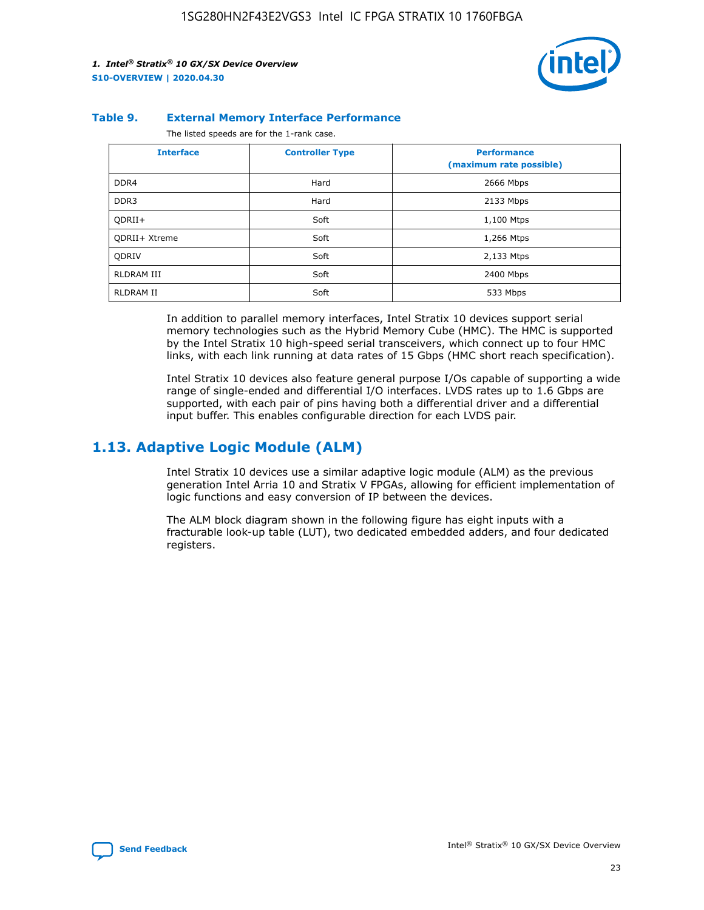**Table 9. External Memory Interface Performance**

The listed speeds are for the 1-rank case.

| Interface | Controller Type | Performance (maximum rate possible) |
|---|---|---|
| DDR4 | Hard | 2666 Mbps |
| DDR3 | Hard | 2133 Mbps |
| QDRII+ | Soft | 1,100 Mtps |
| QDRII+ Xtreme | Soft | 1,266 Mtps |
| QDRIV | Soft | 2,133 Mtps |
| RLDRAM III | Soft | 2400 Mbps |
| RLDRAM II | Soft | 533 Mbps |

In addition to parallel memory interfaces, Intel Stratix 10 devices support serial memory technologies such as the Hybrid Memory Cube (HMC). The HMC is supported by the Intel Stratix 10 high-speed serial transceivers, which connect up to four HMC links, with each link running at data rates of 15 Gbps (HMC short reach specification).

Intel Stratix 10 devices also feature general purpose I/Os capable of supporting a wide range of single-ended and differential I/O interfaces. LVDS rates up to 1.6 Gbps are supported, with each pair of pins having both a differential driver and a differential input buffer. This enables configurable direction for each LVDS pair.

## 1.13. Adaptive Logic Module (ALM)

Intel Stratix 10 devices use a similar adaptive logic module (ALM) as the previous generation Intel Arria 10 and Stratix V FPGAs, allowing for efficient implementation of logic functions and easy conversion of IP between the devices.

The ALM block diagram shown in the following figure has eight inputs with a fracturable look-up table (LUT), two dedicated embedded adders, and four dedicated registers.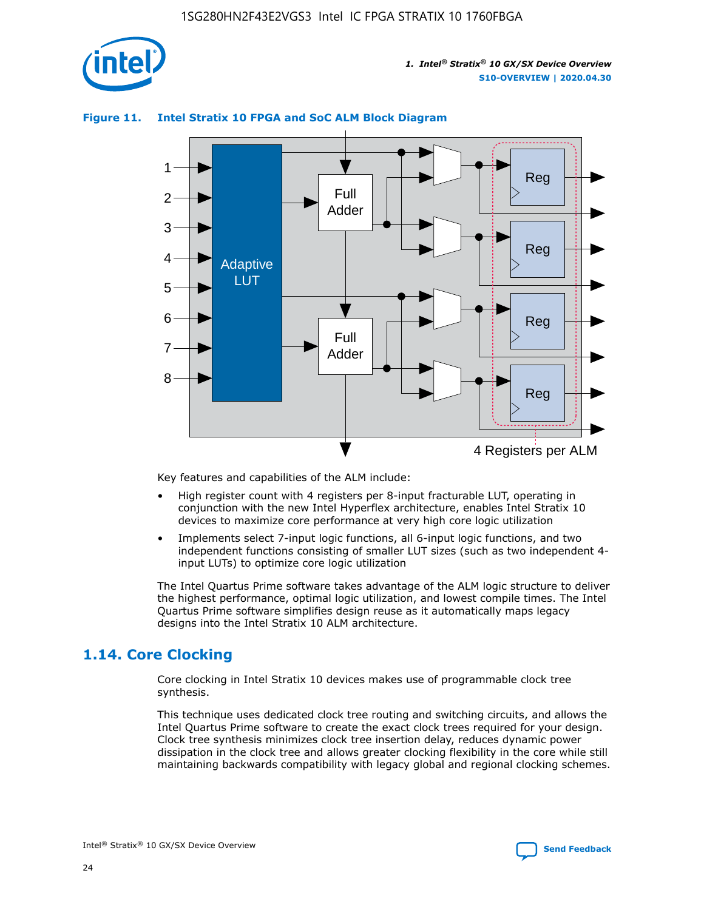**Figure 11. Intel Stratix 10 FPGA and SoC ALM Block Diagram**

Key features and capabilities of the ALM include:

- High register count with 4 registers per 8-input fracturable LUT, operating in conjunction with the new Intel Hyperflex architecture, enables Intel Stratix 10 devices to maximize core performance at very high core logic utilization
- Implements select 7-input logic functions, all 6-input logic functions, and two independent functions consisting of smaller LUT sizes (such as two independent 4-input LUTs) to optimize core logic utilization

The Intel Quartus Prime software takes advantage of the ALM logic structure to deliver the highest performance, optimal logic utilization, and lowest compile times. The Intel Quartus Prime software simplifies design reuse as it automatically maps legacy designs into the Intel Stratix 10 ALM architecture.

## 1.14. Core Clocking

Core clocking in Intel Stratix 10 devices makes use of programmable clock tree synthesis.

This technique uses dedicated clock tree routing and switching circuits, and allows the Intel Quartus Prime software to create the exact clock trees required for your design. Clock tree synthesis minimizes clock tree insertion delay, reduces dynamic power dissipation in the clock tree and allows greater clocking flexibility in the core while still maintaining backwards compatibility with legacy global and regional clocking schemes.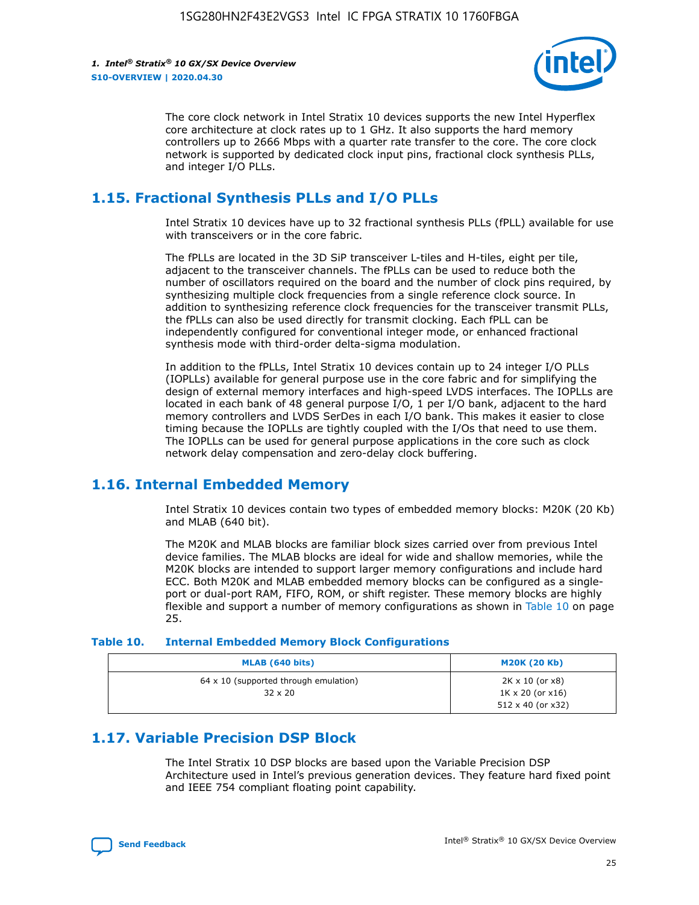The core clock network in Intel Stratix 10 devices supports the new Intel Hyperflex core architecture at clock rates up to 1 GHz. It also supports the hard memory controllers up to 2666 Mbps with a quarter rate transfer to the core. The core clock network is supported by dedicated clock input pins, fractional clock synthesis PLLs, and integer I/O PLLs.

## 1.15. Fractional Synthesis PLLs and I/O PLLs

Intel Stratix 10 devices have up to 32 fractional synthesis PLLs (fPLL) available for use with transceivers or in the core fabric.

The fPLLs are located in the 3D SiP transceiver L-tiles and H-tiles, eight per tile, adjacent to the transceiver channels. The fPLLs can be used to reduce both the number of oscillators required on the board and the number of clock pins required, by synthesizing multiple clock frequencies from a single reference clock source. In addition to synthesizing reference clock frequencies for the transceiver transmit PLLs, the fPLLs can also be used directly for transmit clocking. Each fPLL can be independently configured for conventional integer mode, or enhanced fractional synthesis mode with third-order delta-sigma modulation.

In addition to the fPLLs, Intel Stratix 10 devices contain up to 24 integer I/O PLLs (IOPLLs) available for general purpose use in the core fabric and for simplifying the design of external memory interfaces and high-speed LVDS interfaces. The IOPLLs are located in each bank of 48 general purpose I/O, 1 per I/O bank, adjacent to the hard memory controllers and LVDS SerDes in each I/O bank. This makes it easier to close timing because the IOPLLs are tightly coupled with the I/Os that need to use them. The IOPLLs can be used for general purpose applications in the core such as clock network delay compensation and zero-delay clock buffering.

## 1.16. Internal Embedded Memory

Intel Stratix 10 devices contain two types of embedded memory blocks: M20K (20 Kb) and MLAB (640 bit).

The M20K and MLAB blocks are familiar block sizes carried over from previous Intel device families. The MLAB blocks are ideal for wide and shallow memories, while the M20K blocks are intended to support larger memory configurations and include hard ECC. Both M20K and MLAB embedded memory blocks can be configured as a single-port or dual-port RAM, FIFO, ROM, or shift register. These memory blocks are highly flexible and support a number of memory configurations as shown in Table 10 on page 25.

**Table 10. Internal Embedded Memory Block Configurations**

| MLAB (640 bits) | M20K (20 Kb) |
|---|---|
| 64 x 10 (supported through emulation)<br>32 x 20 | 2K x 10 (or x8)<br>1K x 20 (or x16)<br>512 x 40 (or x32) |

## 1.17. Variable Precision DSP Block

The Intel Stratix 10 DSP blocks are based upon the Variable Precision DSP Architecture used in Intel's previous generation devices. They feature hard fixed point and IEEE 754 compliant floating point capability.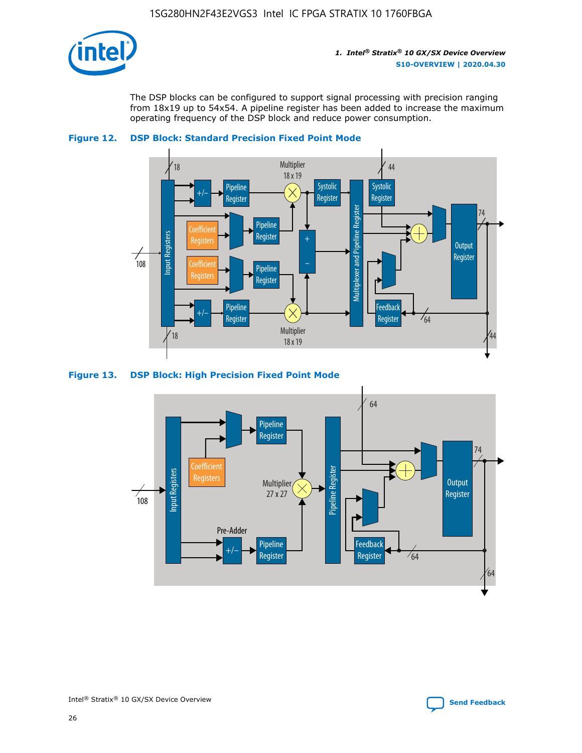The DSP blocks can be configured to support signal processing with precision ranging from 18x19 up to 54x54. A pipeline register has been added to increase the maximum operating frequency of the DSP block and reduce power consumption.

**Figure 12. DSP Block: Standard Precision Fixed Point Mode**

**Figure 13. DSP Block: High Precision Fixed Point Mode**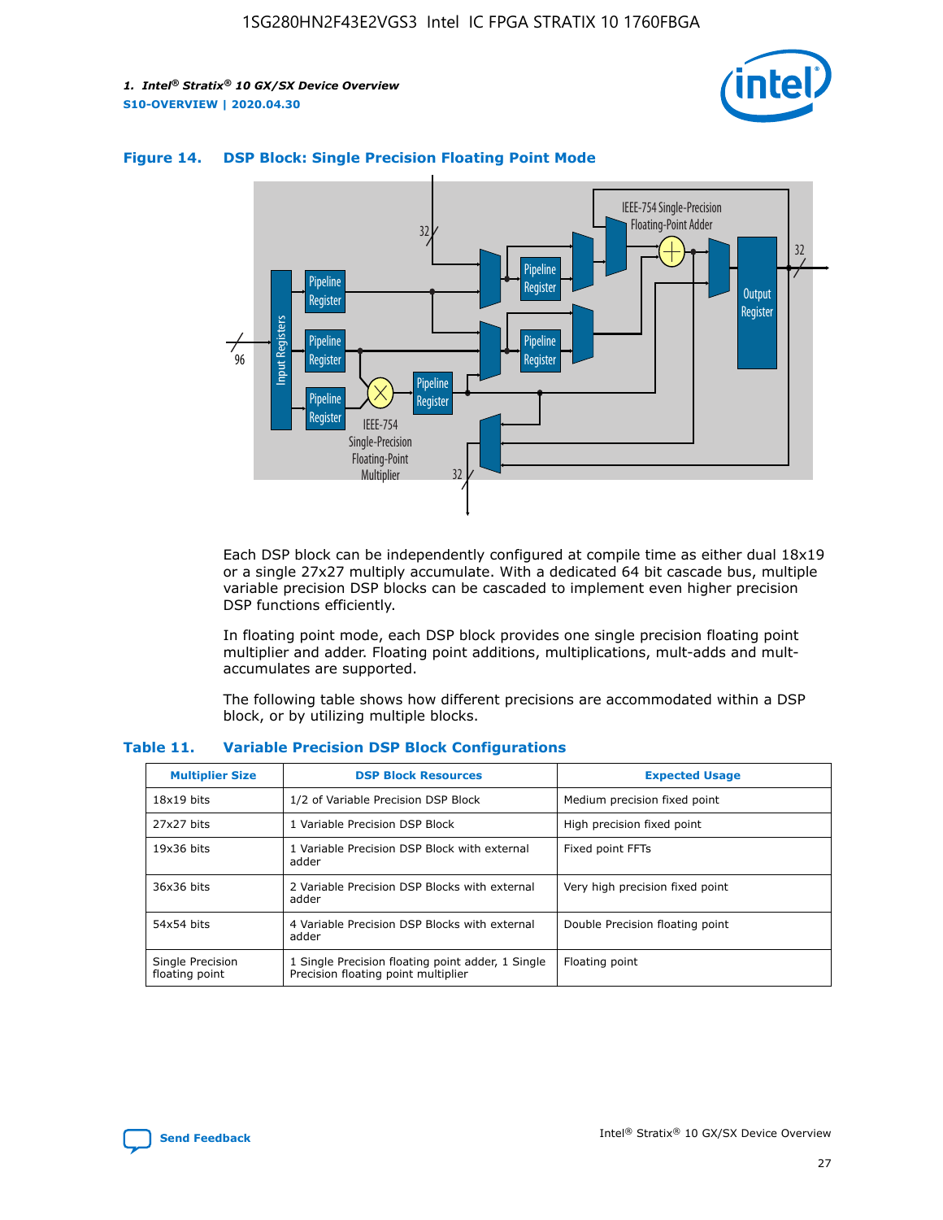**Figure 14. DSP Block: Single Precision Floating Point Mode**

Each DSP block can be independently configured at compile time as either dual 18x19 or a single 27x27 multiply accumulate. With a dedicated 64 bit cascade bus, multiple variable precision DSP blocks can be cascaded to implement even higher precision DSP functions efficiently.

In floating point mode, each DSP block provides one single precision floating point multiplier and adder. Floating point additions, multiplications, mult-adds and mult-accumulates are supported.

The following table shows how different precisions are accommodated within a DSP block, or by utilizing multiple blocks.

**Table 11. Variable Precision DSP Block Configurations**

| Multiplier Size | DSP Block Resources | Expected Usage |
| --- | --- | --- |
| 18x19 bits | 1/2 of Variable Precision DSP Block | Medium precision fixed point |
| 27x27 bits | 1 Variable Precision DSP Block | High precision fixed point |
| 19x36 bits | 1 Variable Precision DSP Block with external adder | Fixed point FFTs |
| 36x36 bits | 2 Variable Precision DSP Blocks with external adder | Very high precision fixed point |
| 54x54 bits | 4 Variable Precision DSP Blocks with external adder | Double Precision floating point |
| Single Precision floating point | 1 Single Precision floating point adder, 1 Single Precision floating point multiplier | Floating point |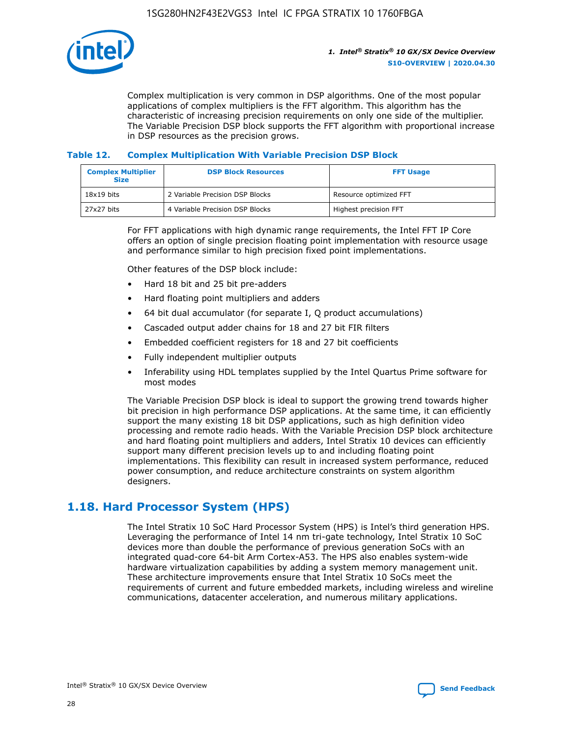Complex multiplication is very common in DSP algorithms. One of the most popular applications of complex multipliers is the FFT algorithm. This algorithm has the characteristic of increasing precision requirements on only one side of the multiplier. The Variable Precision DSP block supports the FFT algorithm with proportional increase in DSP resources as the precision grows.

### Table 12. Complex Multiplication With Variable Precision DSP Block

| Complex Multiplier Size | DSP Block Resources | FFT Usage |
| --- | --- | --- |
| 18x19 bits | 2 Variable Precision DSP Blocks | Resource optimized FFT |
| 27x27 bits | 4 Variable Precision DSP Blocks | Highest precision FFT |

For FFT applications with high dynamic range requirements, the Intel FFT IP Core offers an option of single precision floating point implementation with resource usage and performance similar to high precision fixed point implementations.

Other features of the DSP block include:

- Hard 18 bit and 25 bit pre-adders
- Hard floating point multipliers and adders
- 64 bit dual accumulator (for separate I, Q product accumulations)
- Cascaded output adder chains for 18 and 27 bit FIR filters
- Embedded coefficient registers for 18 and 27 bit coefficients
- Fully independent multiplier outputs
- Inferability using HDL templates supplied by the Intel Quartus Prime software for most modes

The Variable Precision DSP block is ideal to support the growing trend towards higher bit precision in high performance DSP applications. At the same time, it can efficiently support the many existing 18 bit DSP applications, such as high definition video processing and remote radio heads. With the Variable Precision DSP block architecture and hard floating point multipliers and adders, Intel Stratix 10 devices can efficiently support many different precision levels up to and including floating point implementations. This flexibility can result in increased system performance, reduced power consumption, and reduce architecture constraints on system algorithm designers.

## 1.18. Hard Processor System (HPS)

The Intel Stratix 10 SoC Hard Processor System (HPS) is Intel's third generation HPS. Leveraging the performance of Intel 14 nm tri-gate technology, Intel Stratix 10 SoC devices more than double the performance of previous generation SoCs with an integrated quad-core 64-bit Arm Cortex-A53. The HPS also enables system-wide hardware virtualization capabilities by adding a system memory management unit. These architecture improvements ensure that Intel Stratix 10 SoCs meet the requirements of current and future embedded markets, including wireless and wireline communications, datacenter acceleration, and numerous military applications.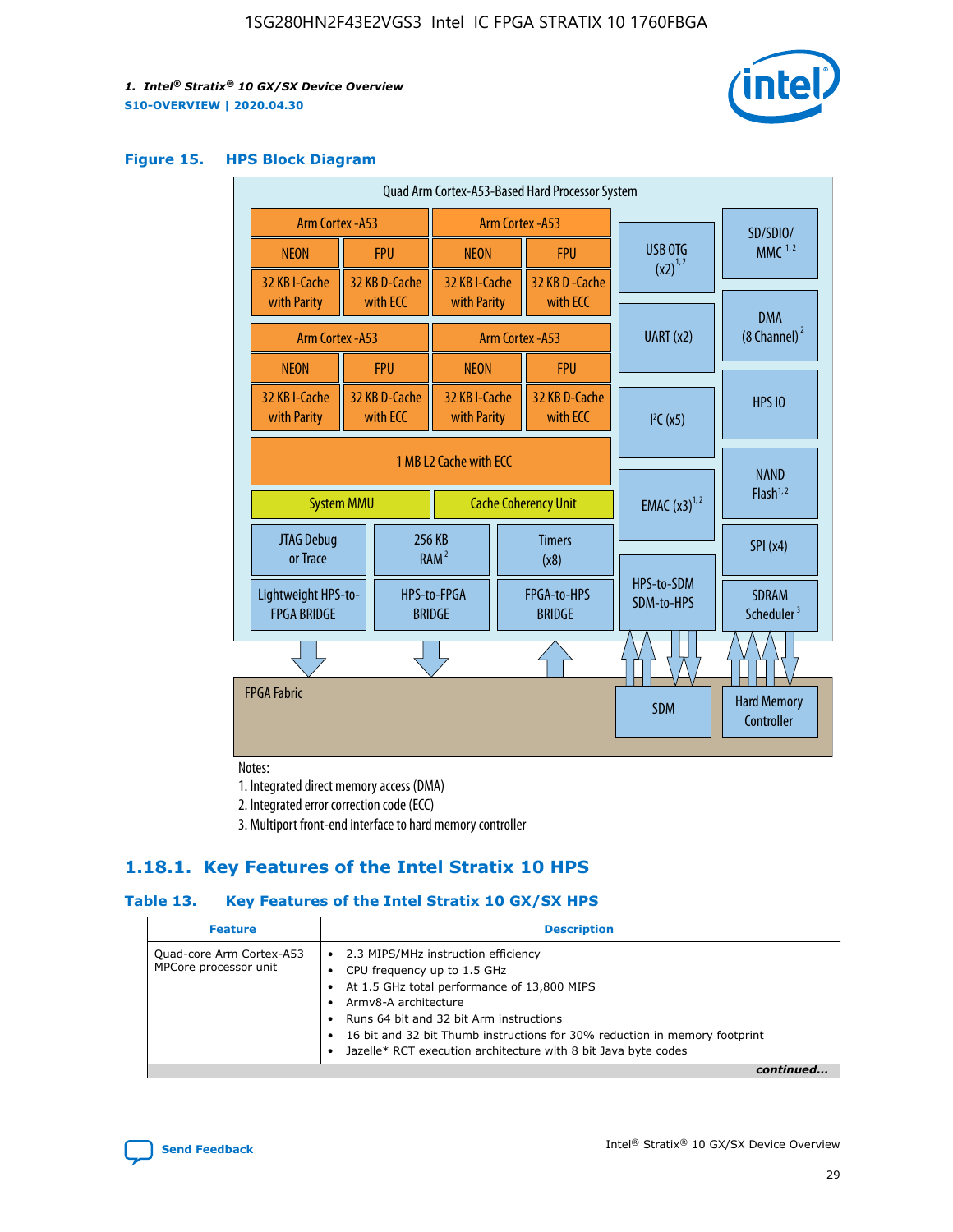### Figure 15. HPS Block Diagram

Quad Arm Cortex-A53-Based Hard Processor System

| Arm Cortex -A53 | | Arm Cortex -A53 | |
|---|---|---|---|
| NEON | FPU | NEON | FPU |
| 32 KB I-Cache with Parity | 32 KB D-Cache with ECC | 32 KB I-Cache with Parity | 32 KB D -Cache with ECC |

| Arm Cortex -A53 | | Arm Cortex -A53 | |
|---|---|---|---|
| NEON | FPU | NEON | FPU |
| 32 KB I-Cache with Parity | 32 KB D-Cache with ECC | 32 KB I-Cache with Parity | 32 KB D-Cache with ECC |

1 MB L2 Cache with ECC

System MMU | Cache Coherency Unit

JTAG Debug or Trace | 256 KB RAM [2] | Timers (x8)

Lightweight HPS-to-FPGA BRIDGE | HPS-to-FPGA BRIDGE | FPGA-to-HPS BRIDGE

USB OTG (x2) [1,2] | UART (x2) | I²C (x5) | EMAC (x3) [1,2] | HPS-to-SDM SDM-to-HPS

SD/SDIO/MMC [1,2] | DMA (8 Channel) [2] | HPS IO | NAND Flash [1,2] | SPI (x4) | SDRAM Scheduler [3]

FPGA Fabric | SDM | Hard Memory Controller

Notes:

1. Integrated direct memory access (DMA)
2. Integrated error correction code (ECC)
3. Multiport front-end interface to hard memory controller

## 1.18.1. Key Features of the Intel Stratix 10 HPS

### Table 13. Key Features of the Intel Stratix 10 GX/SX HPS

| Feature | Description |
|---|---|
| Quad-core Arm Cortex-A53 MPCore processor unit | • 2.3 MIPS/MHz instruction efficiency<br>• CPU frequency up to 1.5 GHz<br>• At 1.5 GHz total performance of 13,800 MIPS<br>• Armv8-A architecture<br>• Runs 64 bit and 32 bit Arm instructions<br>• 16 bit and 32 bit Thumb instructions for 30% reduction in memory footprint<br>• Jazelle* RCT execution architecture with 8 bit Java byte codes |

*continued...*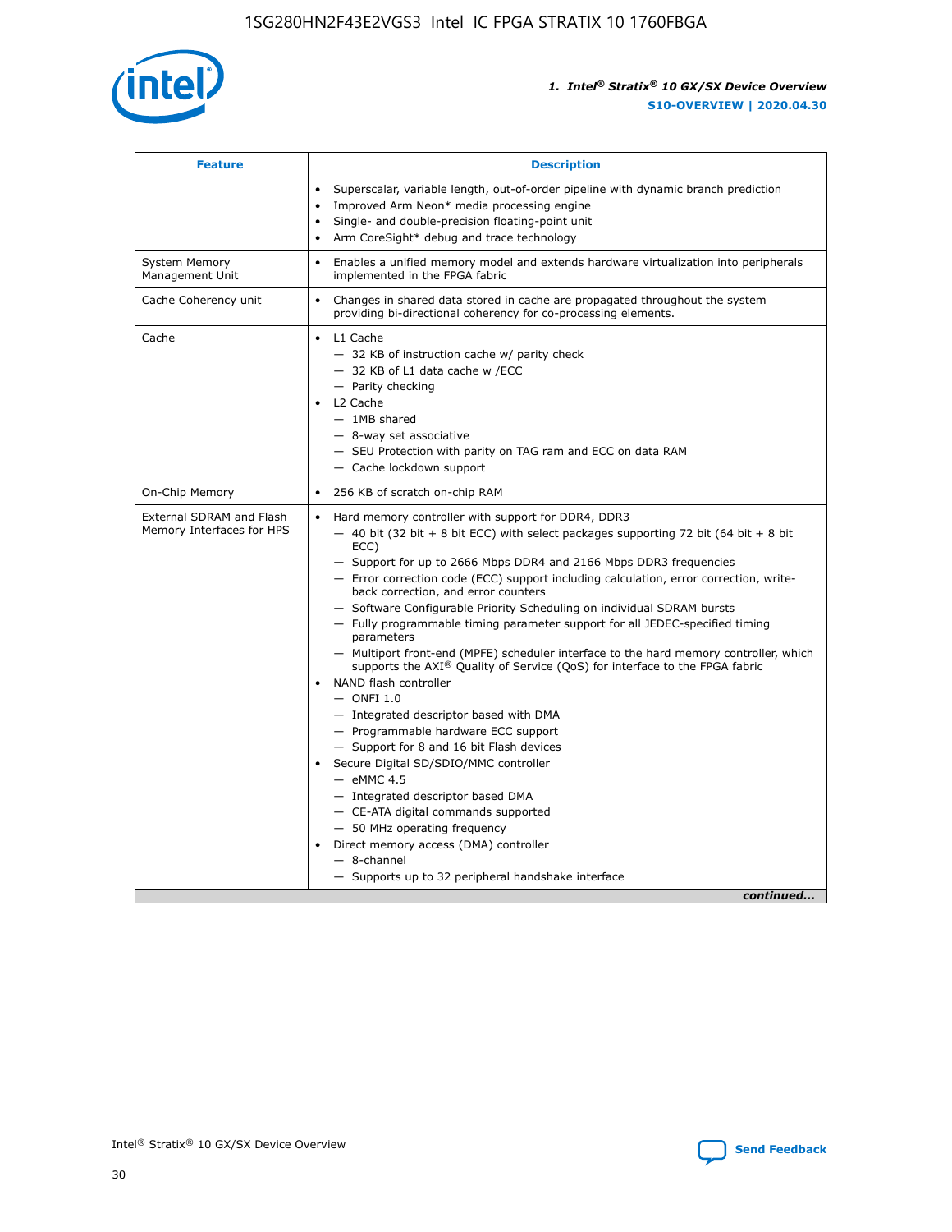| Feature | Description |
|---|---|
| | • Superscalar, variable length, out-of-order pipeline with dynamic branch prediction<br>• Improved Arm Neon* media processing engine<br>• Single- and double-precision floating-point unit<br>• Arm CoreSight* debug and trace technology |
| System Memory Management Unit | • Enables a unified memory model and extends hardware virtualization into peripherals implemented in the FPGA fabric |
| Cache Coherency unit | • Changes in shared data stored in cache are propagated throughout the system providing bi-directional coherency for co-processing elements. |
| Cache | • L1 Cache<br>— 32 KB of instruction cache w/ parity check<br>— 32 KB of L1 data cache w /ECC<br>— Parity checking<br>• L2 Cache<br>— 1MB shared<br>— 8-way set associative<br>— SEU Protection with parity on TAG ram and ECC on data RAM<br>— Cache lockdown support |
| On-Chip Memory | • 256 KB of scratch on-chip RAM |
| External SDRAM and Flash Memory Interfaces for HPS | • Hard memory controller with support for DDR4, DDR3<br>— 40 bit (32 bit + 8 bit ECC) with select packages supporting 72 bit (64 bit + 8 bit ECC)<br>— Support for up to 2666 Mbps DDR4 and 2166 Mbps DDR3 frequencies<br>— Error correction code (ECC) support including calculation, error correction, write-back correction, and error counters<br>— Software Configurable Priority Scheduling on individual SDRAM bursts<br>— Fully programmable timing parameter support for all JEDEC-specified timing parameters<br>— Multiport front-end (MPFE) scheduler interface to the hard memory controller, which supports the AXI® Quality of Service (QoS) for interface to the FPGA fabric<br>• NAND flash controller<br>— ONFI 1.0<br>— Integrated descriptor based with DMA<br>— Programmable hardware ECC support<br>— Support for 8 and 16 bit Flash devices<br>• Secure Digital SD/SDIO/MMC controller<br>— eMMC 4.5<br>— Integrated descriptor based DMA<br>— CE-ATA digital commands supported<br>— 50 MHz operating frequency<br>• Direct memory access (DMA) controller<br>— 8-channel<br>— Supports up to 32 peripheral handshake interface |

*continued...*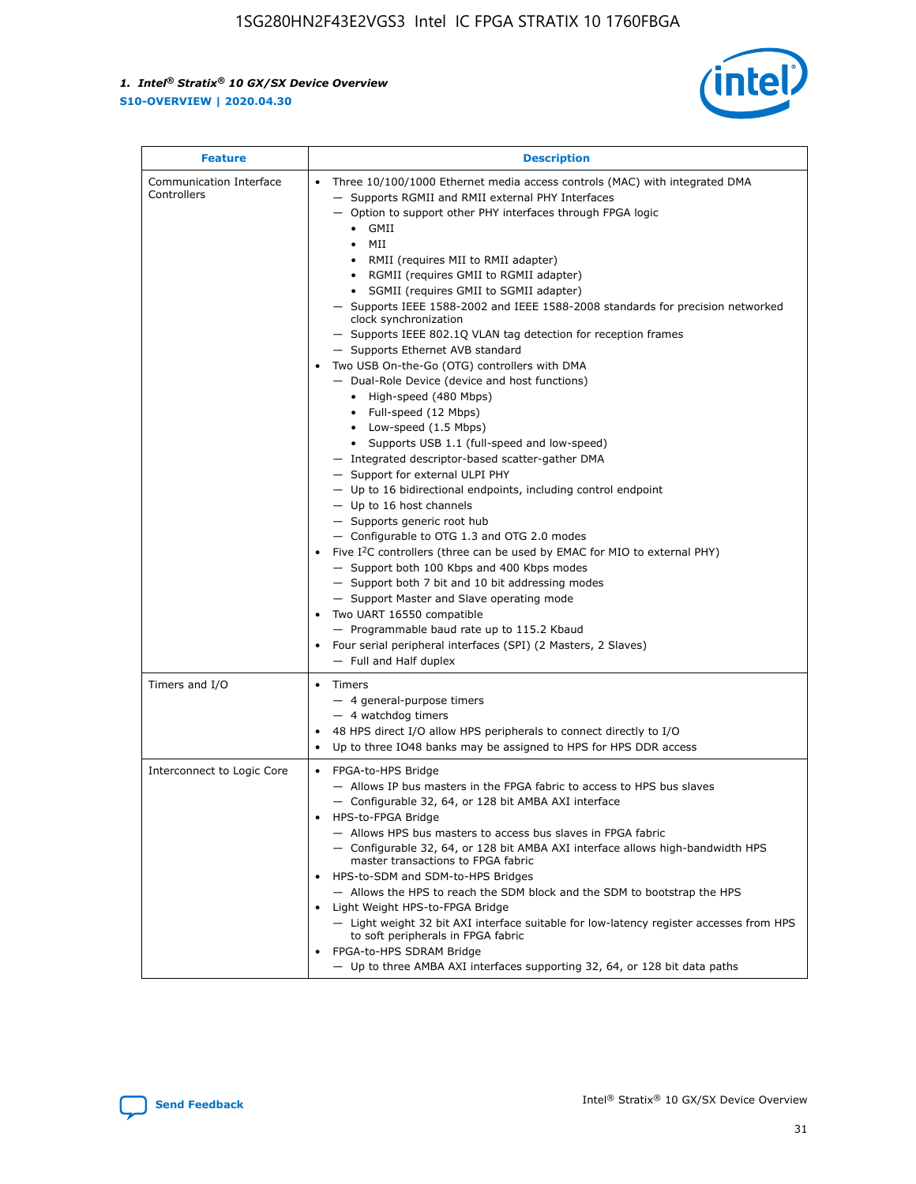| Feature | Description |
| --- | --- |
| Communication Interface Controllers | • Three 10/100/1000 Ethernet media access controls (MAC) with integrated DMA<br>— Supports RGMII and RMII external PHY Interfaces<br>— Option to support other PHY interfaces through FPGA logic<br>• GMII<br>• MII<br>• RMII (requires MII to RMII adapter)<br>• RGMII (requires GMII to RGMII adapter)<br>• SGMII (requires GMII to SGMII adapter)<br>— Supports IEEE 1588-2002 and IEEE 1588-2008 standards for precision networked clock synchronization<br>— Supports IEEE 802.1Q VLAN tag detection for reception frames<br>— Supports Ethernet AVB standard<br>• Two USB On-the-Go (OTG) controllers with DMA<br>— Dual-Role Device (device and host functions)<br>• High-speed (480 Mbps)<br>• Full-speed (12 Mbps)<br>• Low-speed (1.5 Mbps)<br>• Supports USB 1.1 (full-speed and low-speed)<br>— Integrated descriptor-based scatter-gather DMA<br>— Support for external ULPI PHY<br>— Up to 16 bidirectional endpoints, including control endpoint<br>— Up to 16 host channels<br>— Supports generic root hub<br>— Configurable to OTG 1.3 and OTG 2.0 modes<br>• Five I2C controllers (three can be used by EMAC for MIO to external PHY)<br>— Support both 100 Kbps and 400 Kbps modes<br>— Support both 7 bit and 10 bit addressing modes<br>— Support Master and Slave operating mode<br>• Two UART 16550 compatible<br>— Programmable baud rate up to 115.2 Kbaud<br>• Four serial peripheral interfaces (SPI) (2 Masters, 2 Slaves)<br>— Full and Half duplex |
| Timers and I/O | • Timers<br>— 4 general-purpose timers<br>— 4 watchdog timers<br>• 48 HPS direct I/O allow HPS peripherals to connect directly to I/O<br>• Up to three IO48 banks may be assigned to HPS for HPS DDR access |
| Interconnect to Logic Core | • FPGA-to-HPS Bridge<br>— Allows IP bus masters in the FPGA fabric to access to HPS bus slaves<br>— Configurable 32, 64, or 128 bit AMBA AXI interface<br>• HPS-to-FPGA Bridge<br>— Allows HPS bus masters to access bus slaves in FPGA fabric<br>— Configurable 32, 64, or 128 bit AMBA AXI interface allows high-bandwidth HPS master transactions to FPGA fabric<br>• HPS-to-SDM and SDM-to-HPS Bridges<br>— Allows the HPS to reach the SDM block and the SDM to bootstrap the HPS<br>• Light Weight HPS-to-FPGA Bridge<br>— Light weight 32 bit AXI interface suitable for low-latency register accesses from HPS to soft peripherals in FPGA fabric<br>• FPGA-to-HPS SDRAM Bridge<br>— Up to three AMBA AXI interfaces supporting 32, 64, or 128 bit data paths |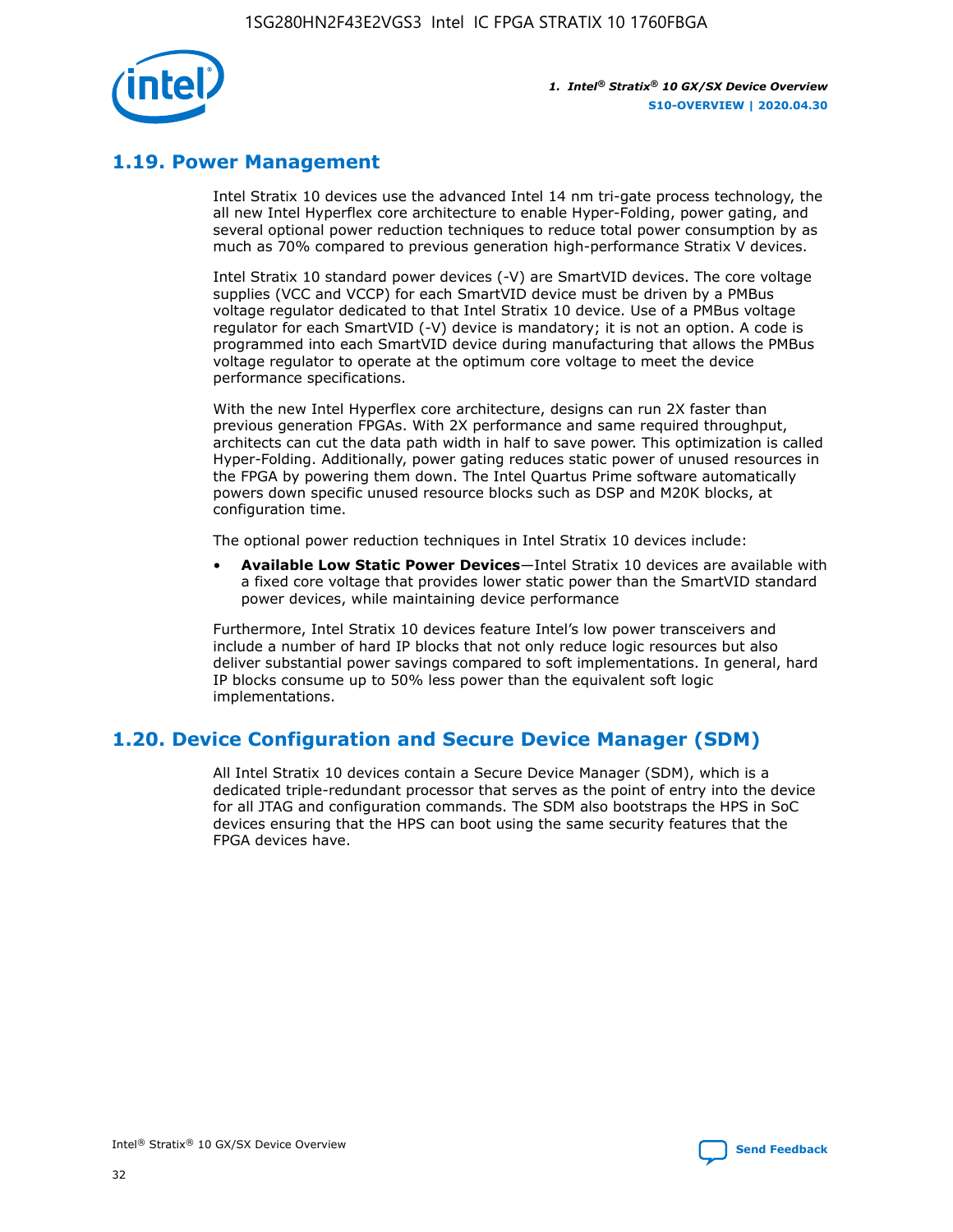## 1.19. Power Management

Intel Stratix 10 devices use the advanced Intel 14 nm tri-gate process technology, the all new Intel Hyperflex core architecture to enable Hyper-Folding, power gating, and several optional power reduction techniques to reduce total power consumption by as much as 70% compared to previous generation high-performance Stratix V devices.

Intel Stratix 10 standard power devices (-V) are SmartVID devices. The core voltage supplies (VCC and VCCP) for each SmartVID device must be driven by a PMBus voltage regulator dedicated to that Intel Stratix 10 device. Use of a PMBus voltage regulator for each SmartVID (-V) device is mandatory; it is not an option. A code is programmed into each SmartVID device during manufacturing that allows the PMBus voltage regulator to operate at the optimum core voltage to meet the device performance specifications.

With the new Intel Hyperflex core architecture, designs can run 2X faster than previous generation FPGAs. With 2X performance and same required throughput, architects can cut the data path width in half to save power. This optimization is called Hyper-Folding. Additionally, power gating reduces static power of unused resources in the FPGA by powering them down. The Intel Quartus Prime software automatically powers down specific unused resource blocks such as DSP and M20K blocks, at configuration time.

The optional power reduction techniques in Intel Stratix 10 devices include:

- **Available Low Static Power Devices**—Intel Stratix 10 devices are available with a fixed core voltage that provides lower static power than the SmartVID standard power devices, while maintaining device performance

Furthermore, Intel Stratix 10 devices feature Intel's low power transceivers and include a number of hard IP blocks that not only reduce logic resources but also deliver substantial power savings compared to soft implementations. In general, hard IP blocks consume up to 50% less power than the equivalent soft logic implementations.

## 1.20. Device Configuration and Secure Device Manager (SDM)

All Intel Stratix 10 devices contain a Secure Device Manager (SDM), which is a dedicated triple-redundant processor that serves as the point of entry into the device for all JTAG and configuration commands. The SDM also bootstraps the HPS in SoC devices ensuring that the HPS can boot using the same security features that the FPGA devices have.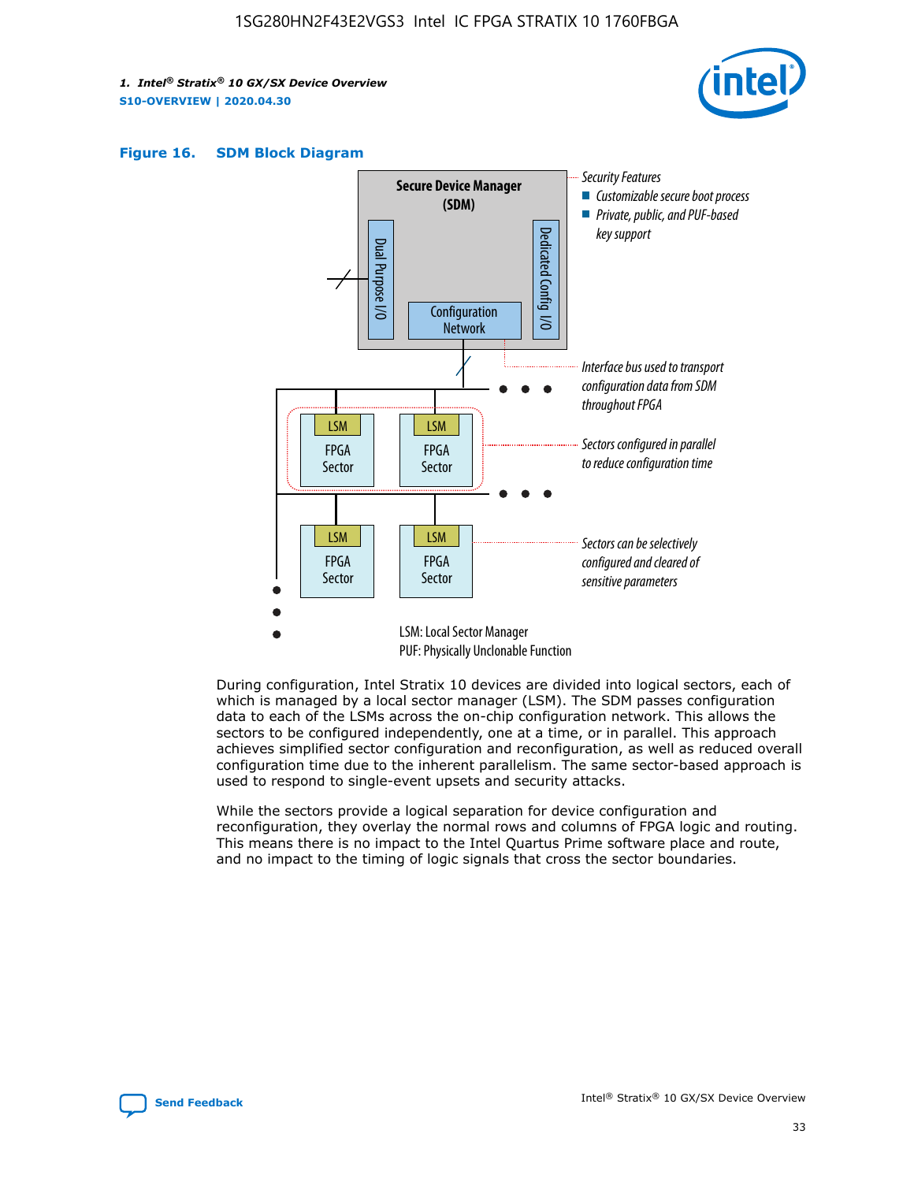**Figure 16. SDM Block Diagram**

During configuration, Intel Stratix 10 devices are divided into logical sectors, each of which is managed by a local sector manager (LSM). The SDM passes configuration data to each of the LSMs across the on-chip configuration network. This allows the sectors to be configured independently, one at a time, or in parallel. This approach achieves simplified sector configuration and reconfiguration, as well as reduced overall configuration time due to the inherent parallelism. The same sector-based approach is used to respond to single-event upsets and security attacks.

While the sectors provide a logical separation for device configuration and reconfiguration, they overlay the normal rows and columns of FPGA logic and routing. This means there is no impact to the Intel Quartus Prime software place and route, and no impact to the timing of logic signals that cross the sector boundaries.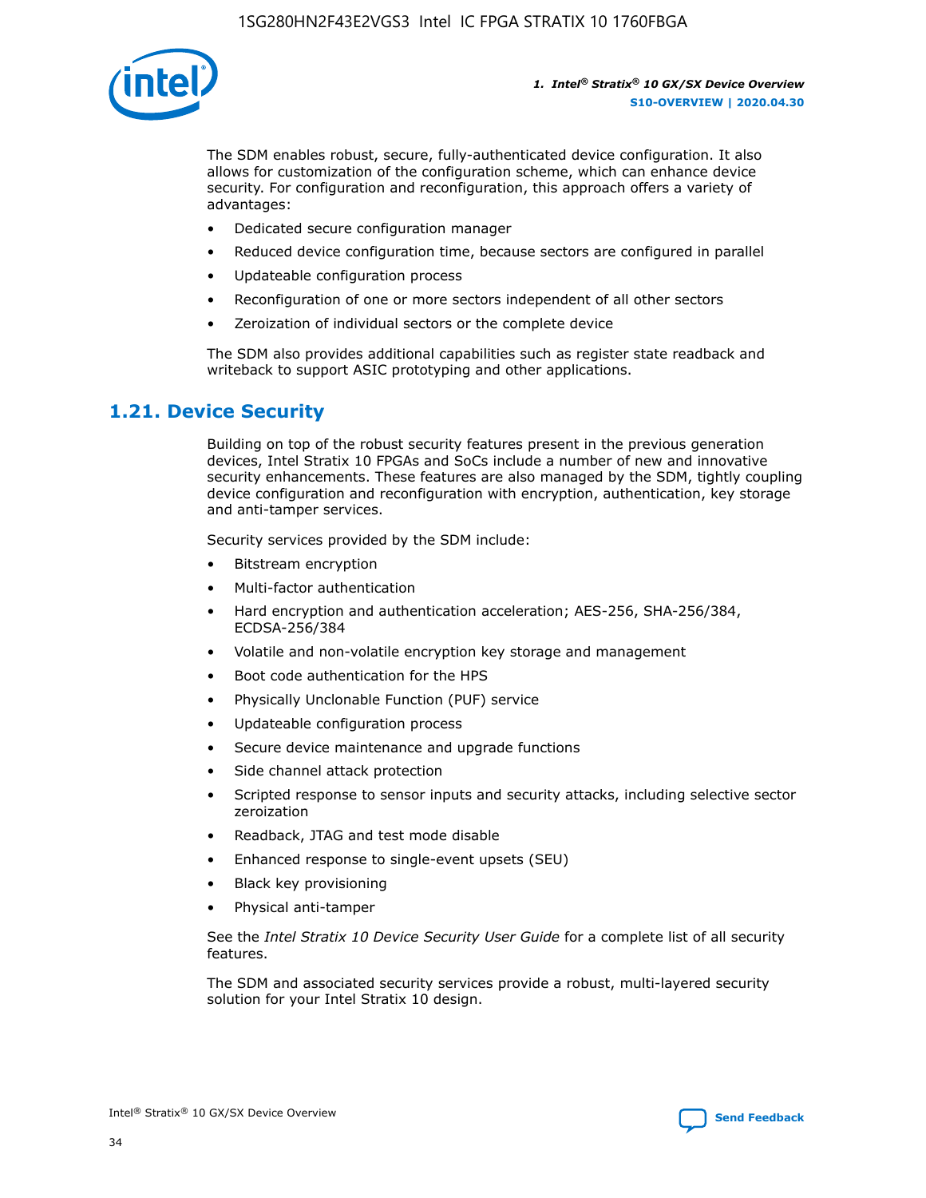The SDM enables robust, secure, fully-authenticated device configuration. It also allows for customization of the configuration scheme, which can enhance device security. For configuration and reconfiguration, this approach offers a variety of advantages:

- Dedicated secure configuration manager
- Reduced device configuration time, because sectors are configured in parallel
- Updateable configuration process
- Reconfiguration of one or more sectors independent of all other sectors
- Zeroization of individual sectors or the complete device

The SDM also provides additional capabilities such as register state readback and writeback to support ASIC prototyping and other applications.

## 1.21. Device Security

Building on top of the robust security features present in the previous generation devices, Intel Stratix 10 FPGAs and SoCs include a number of new and innovative security enhancements. These features are also managed by the SDM, tightly coupling device configuration and reconfiguration with encryption, authentication, key storage and anti-tamper services.

Security services provided by the SDM include:

- Bitstream encryption
- Multi-factor authentication
- Hard encryption and authentication acceleration; AES-256, SHA-256/384, ECDSA-256/384
- Volatile and non-volatile encryption key storage and management
- Boot code authentication for the HPS
- Physically Unclonable Function (PUF) service
- Updateable configuration process
- Secure device maintenance and upgrade functions
- Side channel attack protection
- Scripted response to sensor inputs and security attacks, including selective sector zeroization
- Readback, JTAG and test mode disable
- Enhanced response to single-event upsets (SEU)
- Black key provisioning
- Physical anti-tamper

See the *Intel Stratix 10 Device Security User Guide* for a complete list of all security features.

The SDM and associated security services provide a robust, multi-layered security solution for your Intel Stratix 10 design.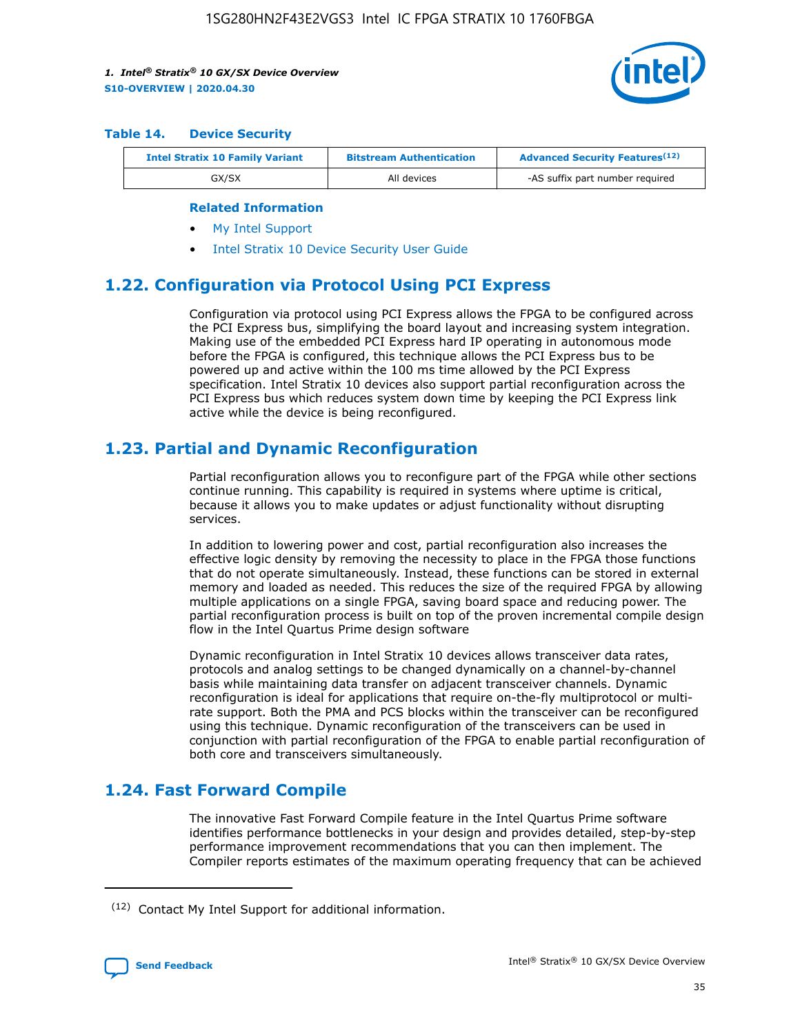**Table 14. Device Security**

| Intel Stratix 10 Family Variant | Bitstream Authentication | Advanced Security Features[12] |
|---|---|---|
| GX/SX | All devices | -AS suffix part number required |

**Related Information**

- My Intel Support
- Intel Stratix 10 Device Security User Guide

## 1.22. Configuration via Protocol Using PCI Express

Configuration via protocol using PCI Express allows the FPGA to be configured across the PCI Express bus, simplifying the board layout and increasing system integration. Making use of the embedded PCI Express hard IP operating in autonomous mode before the FPGA is configured, this technique allows the PCI Express bus to be powered up and active within the 100 ms time allowed by the PCI Express specification. Intel Stratix 10 devices also support partial reconfiguration across the PCI Express bus which reduces system down time by keeping the PCI Express link active while the device is being reconfigured.

## 1.23. Partial and Dynamic Reconfiguration

Partial reconfiguration allows you to reconfigure part of the FPGA while other sections continue running. This capability is required in systems where uptime is critical, because it allows you to make updates or adjust functionality without disrupting services.

In addition to lowering power and cost, partial reconfiguration also increases the effective logic density by removing the necessity to place in the FPGA those functions that do not operate simultaneously. Instead, these functions can be stored in external memory and loaded as needed. This reduces the size of the required FPGA by allowing multiple applications on a single FPGA, saving board space and reducing power. The partial reconfiguration process is built on top of the proven incremental compile design flow in the Intel Quartus Prime design software

Dynamic reconfiguration in Intel Stratix 10 devices allows transceiver data rates, protocols and analog settings to be changed dynamically on a channel-by-channel basis while maintaining data transfer on adjacent transceiver channels. Dynamic reconfiguration is ideal for applications that require on-the-fly multiprotocol or multi-rate support. Both the PMA and PCS blocks within the transceiver can be reconfigured using this technique. Dynamic reconfiguration of the transceivers can be used in conjunction with partial reconfiguration of the FPGA to enable partial reconfiguration of both core and transceivers simultaneously.

## 1.24. Fast Forward Compile

The innovative Fast Forward Compile feature in the Intel Quartus Prime software identifies performance bottlenecks in your design and provides detailed, step-by-step performance improvement recommendations that you can then implement. The Compiler reports estimates of the maximum operating frequency that can be achieved

(12) Contact My Intel Support for additional information.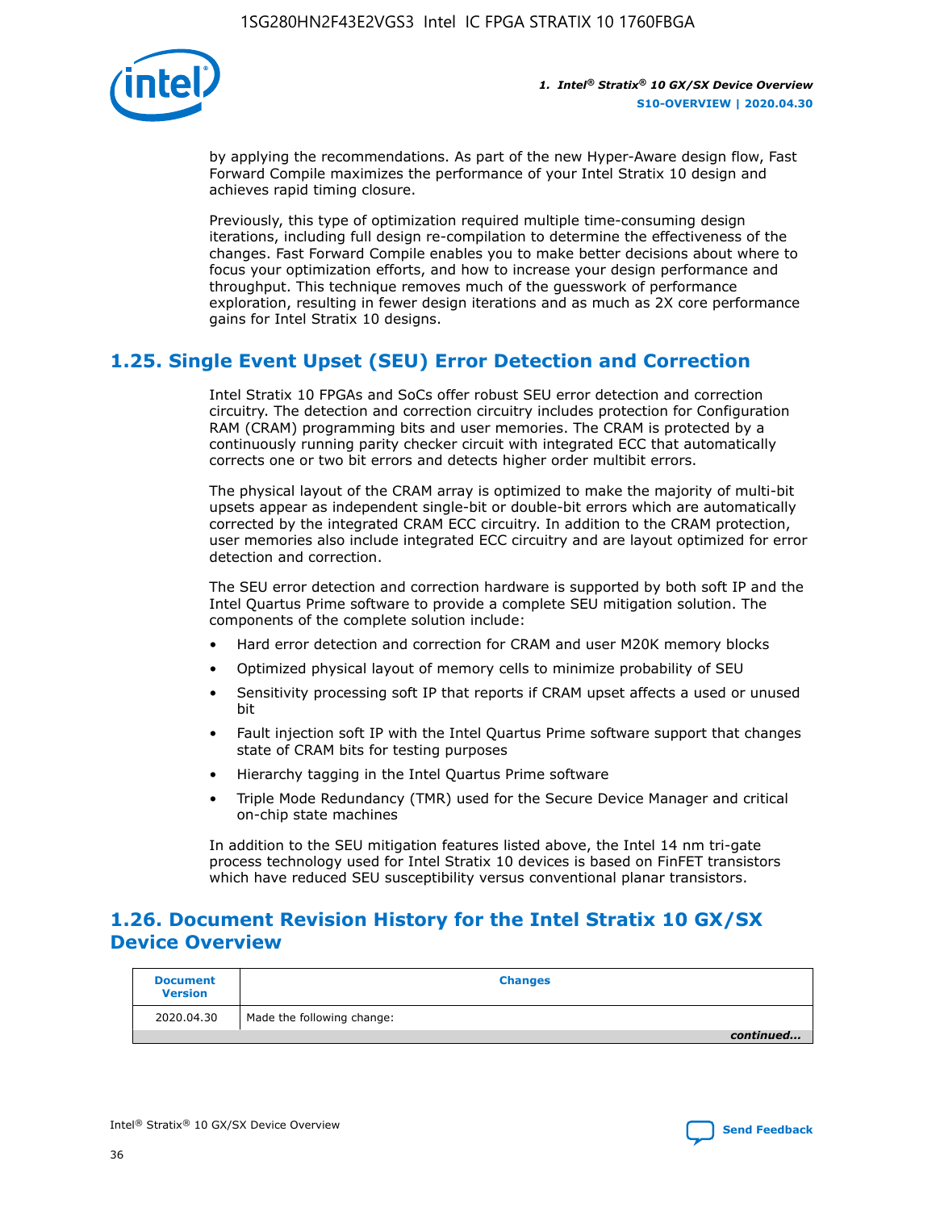by applying the recommendations. As part of the new Hyper-Aware design flow, Fast Forward Compile maximizes the performance of your Intel Stratix 10 design and achieves rapid timing closure.

Previously, this type of optimization required multiple time-consuming design iterations, including full design re-compilation to determine the effectiveness of the changes. Fast Forward Compile enables you to make better decisions about where to focus your optimization efforts, and how to increase your design performance and throughput. This technique removes much of the guesswork of performance exploration, resulting in fewer design iterations and as much as 2X core performance gains for Intel Stratix 10 designs.

## 1.25. Single Event Upset (SEU) Error Detection and Correction

Intel Stratix 10 FPGAs and SoCs offer robust SEU error detection and correction circuitry. The detection and correction circuitry includes protection for Configuration RAM (CRAM) programming bits and user memories. The CRAM is protected by a continuously running parity checker circuit with integrated ECC that automatically corrects one or two bit errors and detects higher order multibit errors.

The physical layout of the CRAM array is optimized to make the majority of multi-bit upsets appear as independent single-bit or double-bit errors which are automatically corrected by the integrated CRAM ECC circuitry. In addition to the CRAM protection, user memories also include integrated ECC circuitry and are layout optimized for error detection and correction.

The SEU error detection and correction hardware is supported by both soft IP and the Intel Quartus Prime software to provide a complete SEU mitigation solution. The components of the complete solution include:

- Hard error detection and correction for CRAM and user M20K memory blocks
- Optimized physical layout of memory cells to minimize probability of SEU
- Sensitivity processing soft IP that reports if CRAM upset affects a used or unused bit
- Fault injection soft IP with the Intel Quartus Prime software support that changes state of CRAM bits for testing purposes
- Hierarchy tagging in the Intel Quartus Prime software
- Triple Mode Redundancy (TMR) used for the Secure Device Manager and critical on-chip state machines

In addition to the SEU mitigation features listed above, the Intel 14 nm tri-gate process technology used for Intel Stratix 10 devices is based on FinFET transistors which have reduced SEU susceptibility versus conventional planar transistors.

## 1.26. Document Revision History for the Intel Stratix 10 GX/SX Device Overview

| Document Version | Changes |
| --- | --- |
| 2020.04.30 | Made the following change: |

*continued...*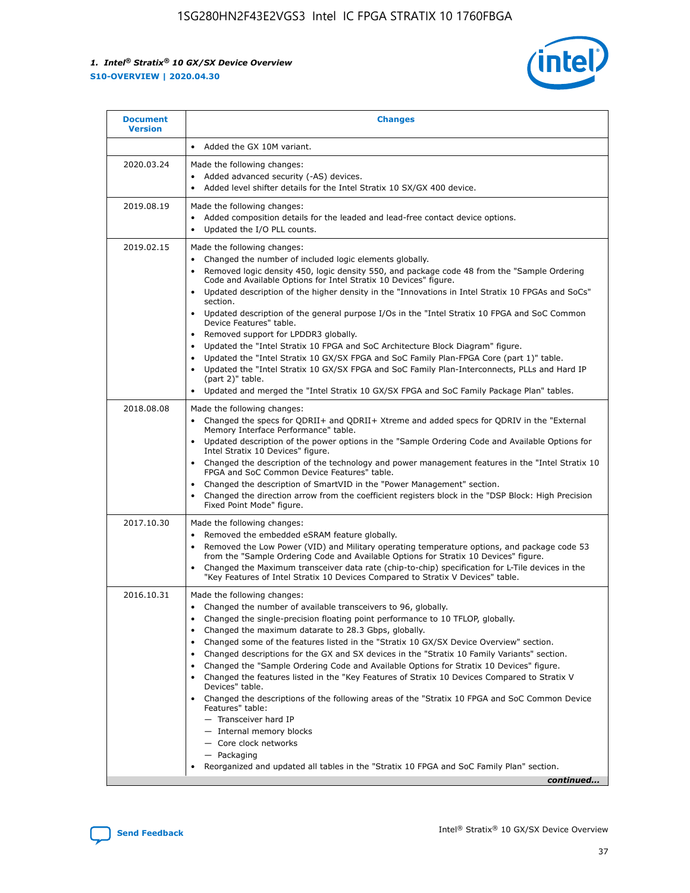| Document Version | Changes |
| --- | --- |
| | • Added the GX 10M variant. |
| 2020.03.24 | Made the following changes:<br>• Added advanced security (-AS) devices.<br>• Added level shifter details for the Intel Stratix 10 SX/GX 400 device. |
| 2019.08.19 | Made the following changes:<br>• Added composition details for the leaded and lead-free contact device options.<br>• Updated the I/O PLL counts. |
| 2019.02.15 | Made the following changes:<br>• Changed the number of included logic elements globally.<br>• Removed logic density 450, logic density 550, and package code 48 from the "Sample Ordering Code and Available Options for Intel Stratix 10 Devices" figure.<br>• Updated description of the higher density in the "Innovations in Intel Stratix 10 FPGAs and SoCs" section.<br>• Updated description of the general purpose I/Os in the "Intel Stratix 10 FPGA and SoC Common Device Features" table.<br>• Removed support for LPDDR3 globally.<br>• Updated the "Intel Stratix 10 FPGA and SoC Architecture Block Diagram" figure.<br>• Updated the "Intel Stratix 10 GX/SX FPGA and SoC Family Plan-FPGA Core (part 1)" table.<br>• Updated the "Intel Stratix 10 GX/SX FPGA and SoC Family Plan-Interconnects, PLLs and Hard IP (part 2)" table.<br>• Updated and merged the "Intel Stratix 10 GX/SX FPGA and SoC Family Package Plan" tables. |
| 2018.08.08 | Made the following changes:<br>• Changed the specs for QDRII+ and QDRII+ Xtreme and added specs for QDRIV in the "External Memory Interface Performance" table.<br>• Updated description of the power options in the "Sample Ordering Code and Available Options for Intel Stratix 10 Devices" figure.<br>• Changed the description of the technology and power management features in the "Intel Stratix 10 FPGA and SoC Common Device Features" table.<br>• Changed the description of SmartVID in the "Power Management" section.<br>• Changed the direction arrow from the coefficient registers block in the "DSP Block: High Precision Fixed Point Mode" figure. |
| 2017.10.30 | Made the following changes:<br>• Removed the embedded eSRAM feature globally.<br>• Removed the Low Power (VID) and Military operating temperature options, and package code 53 from the "Sample Ordering Code and Available Options for Stratix 10 Devices" figure.<br>• Changed the Maximum transceiver data rate (chip-to-chip) specification for L-Tile devices in the "Key Features of Intel Stratix 10 Devices Compared to Stratix V Devices" table. |
| 2016.10.31 | Made the following changes:<br>• Changed the number of available transceivers to 96, globally.<br>• Changed the single-precision floating point performance to 10 TFLOP, globally.<br>• Changed the maximum datarate to 28.3 Gbps, globally.<br>• Changed some of the features listed in the "Stratix 10 GX/SX Device Overview" section.<br>• Changed descriptions for the GX and SX devices in the "Stratix 10 Family Variants" section.<br>• Changed the "Sample Ordering Code and Available Options for Stratix 10 Devices" figure.<br>• Changed the features listed in the "Key Features of Stratix 10 Devices Compared to Stratix V Devices" table.<br>• Changed the descriptions of the following areas of the "Stratix 10 FPGA and SoC Common Device Features" table:<br>— Transceiver hard IP<br>— Internal memory blocks<br>— Core clock networks<br>— Packaging<br>• Reorganized and updated all tables in the "Stratix 10 FPGA and SoC Family Plan" section. |

*continued...*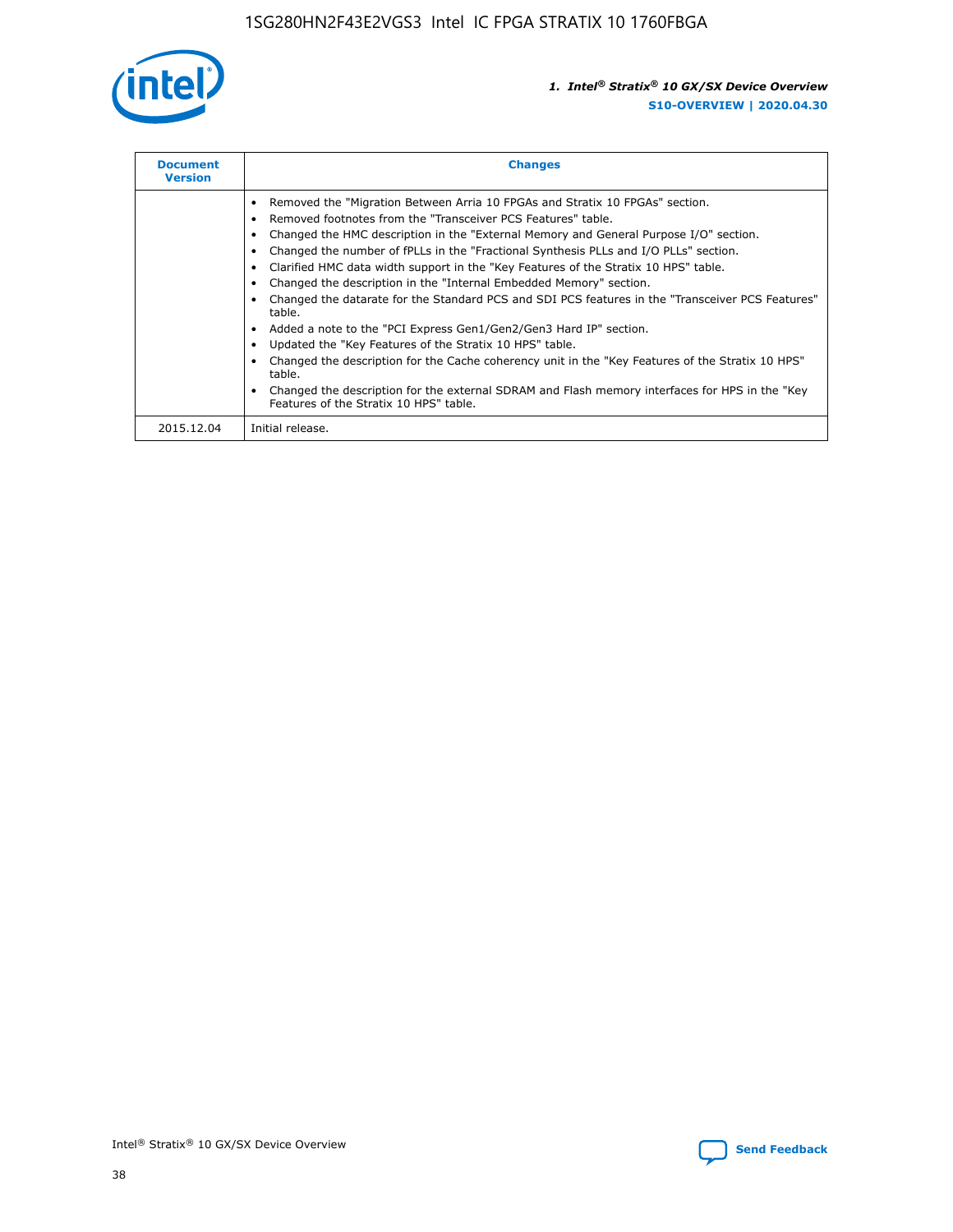| Document Version | Changes |
| --- | --- |
| | • Removed the "Migration Between Arria 10 FPGAs and Stratix 10 FPGAs" section.<br>• Removed footnotes from the "Transceiver PCS Features" table.<br>• Changed the HMC description in the "External Memory and General Purpose I/O" section.<br>• Changed the number of fPLLs in the "Fractional Synthesis PLLs and I/O PLLs" section.<br>• Clarified HMC data width support in the "Key Features of the Stratix 10 HPS" table.<br>• Changed the description in the "Internal Embedded Memory" section.<br>• Changed the datarate for the Standard PCS and SDI PCS features in the "Transceiver PCS Features" table.<br>• Added a note to the "PCI Express Gen1/Gen2/Gen3 Hard IP" section.<br>• Updated the "Key Features of the Stratix 10 HPS" table.<br>• Changed the description for the Cache coherency unit in the "Key Features of the Stratix 10 HPS" table.<br>• Changed the description for the external SDRAM and Flash memory interfaces for HPS in the "Key Features of the Stratix 10 HPS" table. |
| 2015.12.04 | Initial release. |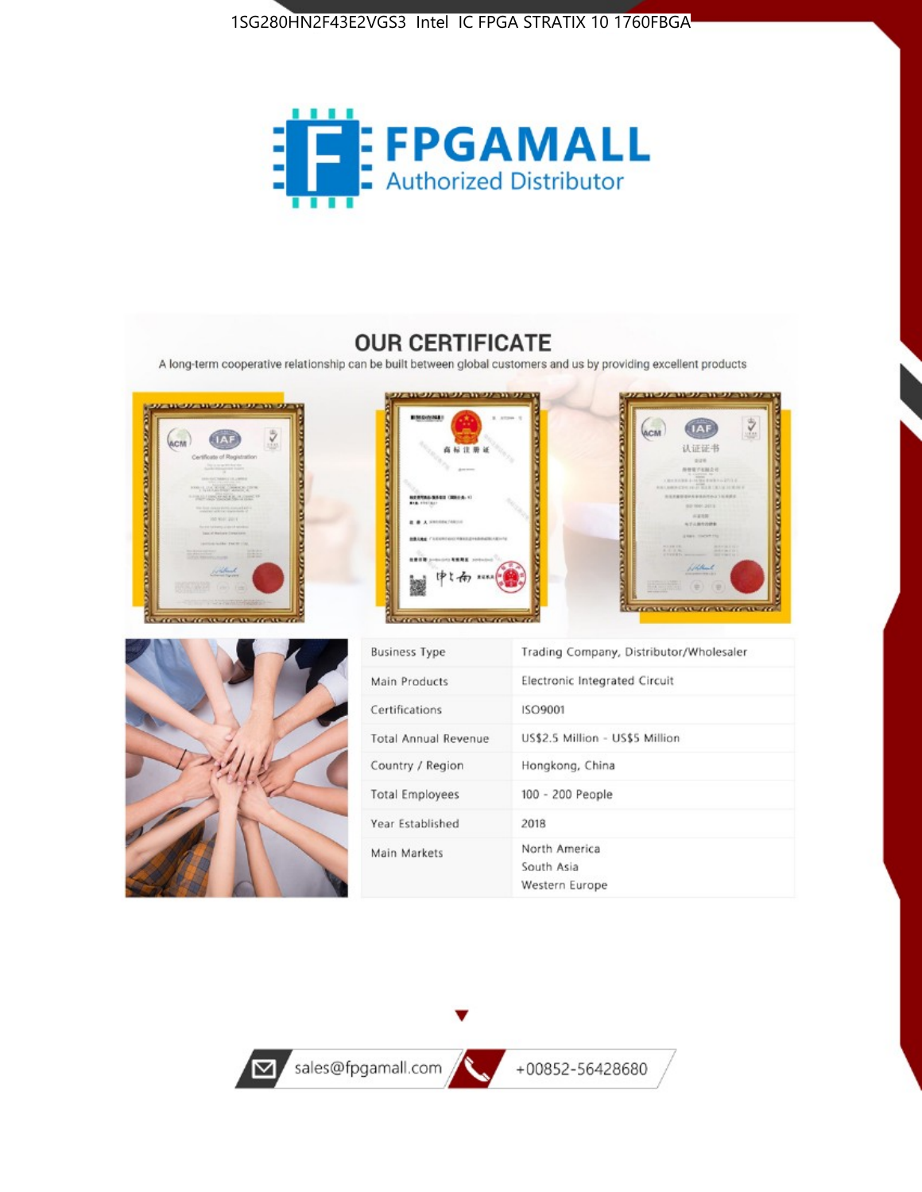FPGAMALL
Authorized Distributor

## OUR CERTIFICATE

A long-term cooperative relationship can be built between global customers and us by providing excellent products

| | |
|---|---|
| Business Type | Trading Company, Distributor/Wholesaler |
| Main Products | Electronic Integrated Circuit |
| Certifications | ISO9001 |
| Total Annual Revenue | US$2.5 Million - US$5 Million |
| Country / Region | Hongkong, China |
| Total Employees | 100 - 200 People |
| Year Established | 2018 |
| Main Markets | North America<br>South Asia<br>Western Europe |

sales@fpgamall.com

+00852-56428680